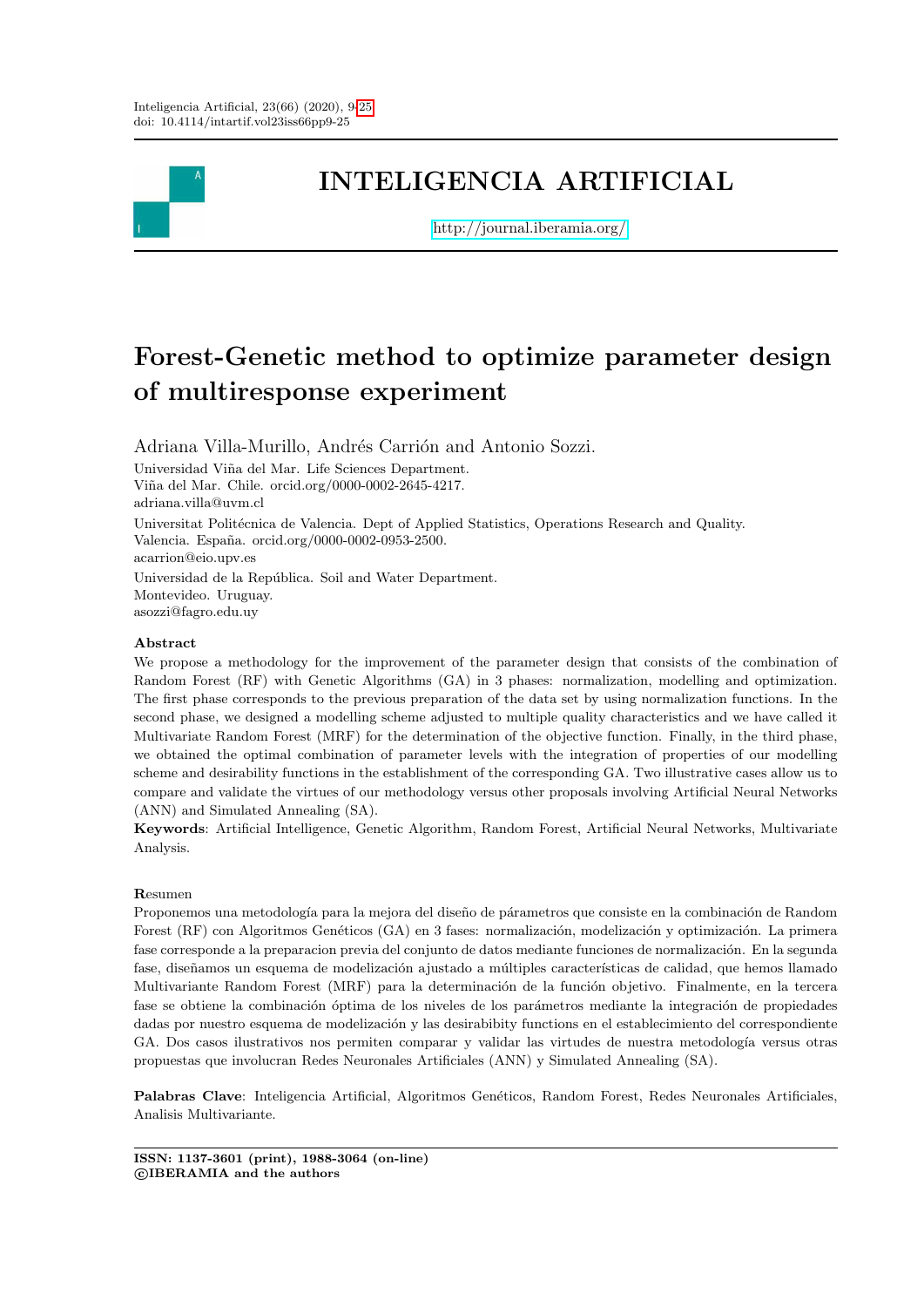# INTELIGENCIA ARTIFICIAL

http://journal.iberamia.org/

# Forest-Genetic method to optimize parameter design of multiresponse experiment

Adriana Villa-Murillo, Andrés Carrión and Antonio Sozzi.

Universidad Viña del Mar. Life Sciences Department.
Viña del Mar. Chile. orcid.org/0000-0002-2645-4217.
adriana.villa@uvm.cl

Universitat Politécnica de Valencia. Dept of Applied Statistics, Operations Research and Quality.
Valencia. España. orcid.org/0000-0002-0953-2500.
acarrion@eio.upv.es

Universidad de la República. Soil and Water Department.
Montevideo. Uruguay.
asozzi@fagro.edu.uy

**Abstract**

We propose a methodology for the improvement of the parameter design that consists of the combination of Random Forest (RF) with Genetic Algorithms (GA) in 3 phases: normalization, modelling and optimization. The first phase corresponds to the previous preparation of the data set by using normalization functions. In the second phase, we designed a modelling scheme adjusted to multiple quality characteristics and we have called it Multivariate Random Forest (MRF) for the determination of the objective function. Finally, in the third phase, we obtained the optimal combination of parameter levels with the integration of properties of our modelling scheme and desirability functions in the establishment of the corresponding GA. Two illustrative cases allow us to compare and validate the virtues of our methodology versus other proposals involving Artificial Neural Networks (ANN) and Simulated Annealing (SA).

**Keywords**: Artificial Intelligence, Genetic Algorithm, Random Forest, Artificial Neural Networks, Multivariate Analysis.

**Resumen**

Proponemos una metodología para la mejora del diseño de párametros que consiste en la combinación de Random Forest (RF) con Algoritmos Genéticos (GA) en 3 fases: normalización, modelización y optimización. La primera fase corresponde a la preparacion previa del conjunto de datos mediante funciones de normalización. En la segunda fase, diseñamos un esquema de modelización ajustado a múltiples características de calidad, que hemos llamado Multivariante Random Forest (MRF) para la determinación de la función objetivo. Finalmente, en la tercera fase se obtiene la combinación óptima de los niveles de los parámetros mediante la integración de propiedades dadas por nuestro esquema de modelización y las desirabibity functions en el establecimiento del correspondiente GA. Dos casos ilustrativos nos permiten comparar y validar las virtudes de nuestra metodología versus otras propuestas que involucran Redes Neuronales Artificiales (ANN) y Simulated Annealing (SA).

**Palabras Clave**: Inteligencia Artificial, Algoritmos Genéticos, Random Forest, Redes Neuronales Artificiales, Analisis Multivariante.

**ISSN: 1137-3601 (print), 1988-3064 (on-line)**
**©IBERAMIA and the authors**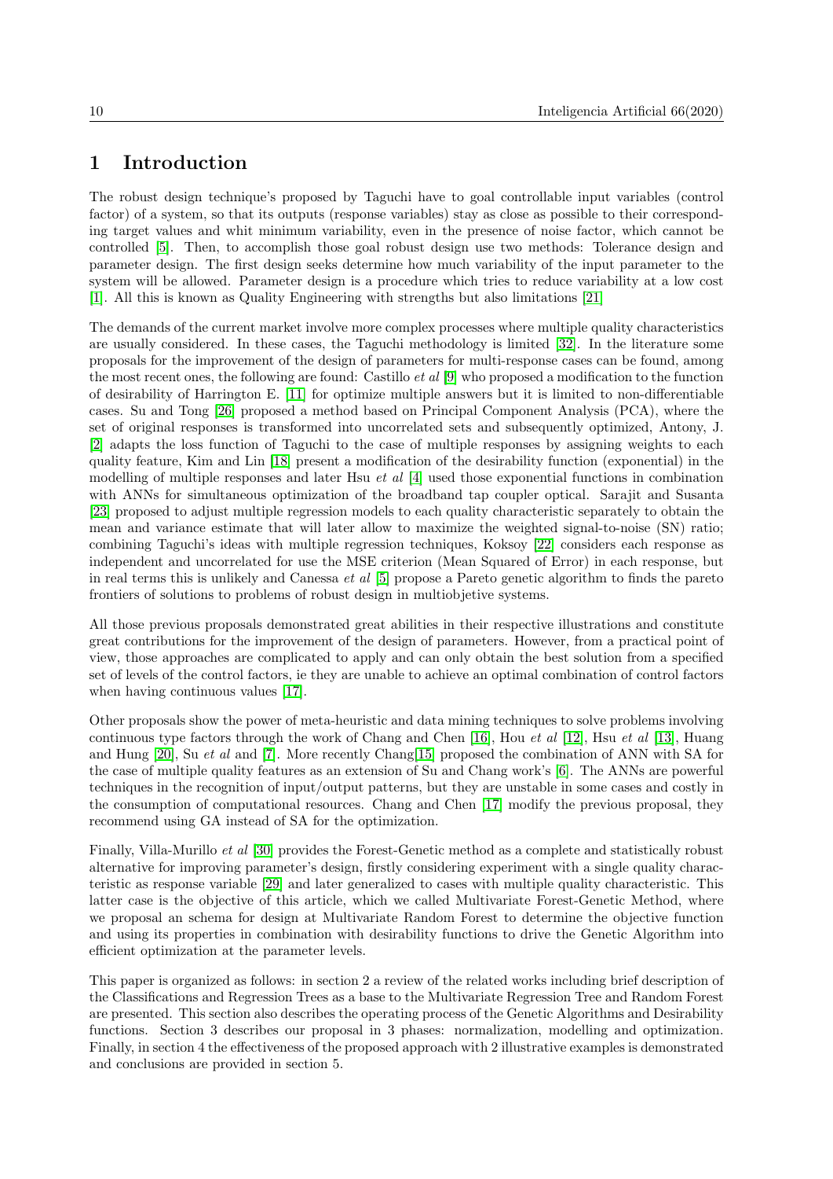# 1 Introduction

The robust design technique's proposed by Taguchi have to goal controllable input variables (control factor) of a system, so that its outputs (response variables) stay as close as possible to their corresponding target values and whit minimum variability, even in the presence of noise factor, which cannot be controlled [5]. Then, to accomplish those goal robust design use two methods: Tolerance design and parameter design. The first design seeks determine how much variability of the input parameter to the system will be allowed. Parameter design is a procedure which tries to reduce variability at a low cost [1]. All this is known as Quality Engineering with strengths but also limitations [21]

The demands of the current market involve more complex processes where multiple quality characteristics are usually considered. In these cases, the Taguchi methodology is limited [32]. In the literature some proposals for the improvement of the design of parameters for multi-response cases can be found, among the most recent ones, the following are found: Castillo *et al* [9] who proposed a modification to the function of desirability of Harrington E. [11] for optimize multiple answers but it is limited to non-differentiable cases. Su and Tong [26] proposed a method based on Principal Component Analysis (PCA), where the set of original responses is transformed into uncorrelated sets and subsequently optimized, Antony, J. [2] adapts the loss function of Taguchi to the case of multiple responses by assigning weights to each quality feature, Kim and Lin [18] present a modification of the desirability function (exponential) in the modelling of multiple responses and later Hsu *et al* [4] used those exponential functions in combination with ANNs for simultaneous optimization of the broadband tap coupler optical. Sarajit and Susanta [23] proposed to adjust multiple regression models to each quality characteristic separately to obtain the mean and variance estimate that will later allow to maximize the weighted signal-to-noise (SN) ratio; combining Taguchi's ideas with multiple regression techniques, Koksoy [22] considers each response as independent and uncorrelated for use the MSE criterion (Mean Squared of Error) in each response, but in real terms this is unlikely and Canessa *et al* [5] propose a Pareto genetic algorithm to finds the pareto frontiers of solutions to problems of robust design in multiobjetive systems.

All those previous proposals demonstrated great abilities in their respective illustrations and constitute great contributions for the improvement of the design of parameters. However, from a practical point of view, those approaches are complicated to apply and can only obtain the best solution from a specified set of levels of the control factors, ie they are unable to achieve an optimal combination of control factors when having continuous values [17].

Other proposals show the power of meta-heuristic and data mining techniques to solve problems involving continuous type factors through the work of Chang and Chen [16], Hou *et al* [12], Hsu *et al* [13], Huang and Hung [20], Su *et al* and [7]. More recently Chang[15] proposed the combination of ANN with SA for the case of multiple quality features as an extension of Su and Chang work's [6]. The ANNs are powerful techniques in the recognition of input/output patterns, but they are unstable in some cases and costly in the consumption of computational resources. Chang and Chen [17] modify the previous proposal, they recommend using GA instead of SA for the optimization.

Finally, Villa-Murillo *et al* [30] provides the Forest-Genetic method as a complete and statistically robust alternative for improving parameter's design, firstly considering experiment with a single quality characteristic as response variable [29] and later generalized to cases with multiple quality characteristic. This latter case is the objective of this article, which we called Multivariate Forest-Genetic Method, where we proposal an schema for design at Multivariate Random Forest to determine the objective function and using its properties in combination with desirability functions to drive the Genetic Algorithm into efficient optimization at the parameter levels.

This paper is organized as follows: in section 2 a review of the related works including brief description of the Classifications and Regression Trees as a base to the Multivariate Regression Tree and Random Forest are presented. This section also describes the operating process of the Genetic Algorithms and Desirability functions. Section 3 describes our proposal in 3 phases: normalization, modelling and optimization. Finally, in section 4 the effectiveness of the proposed approach with 2 illustrative examples is demonstrated and conclusions are provided in section 5.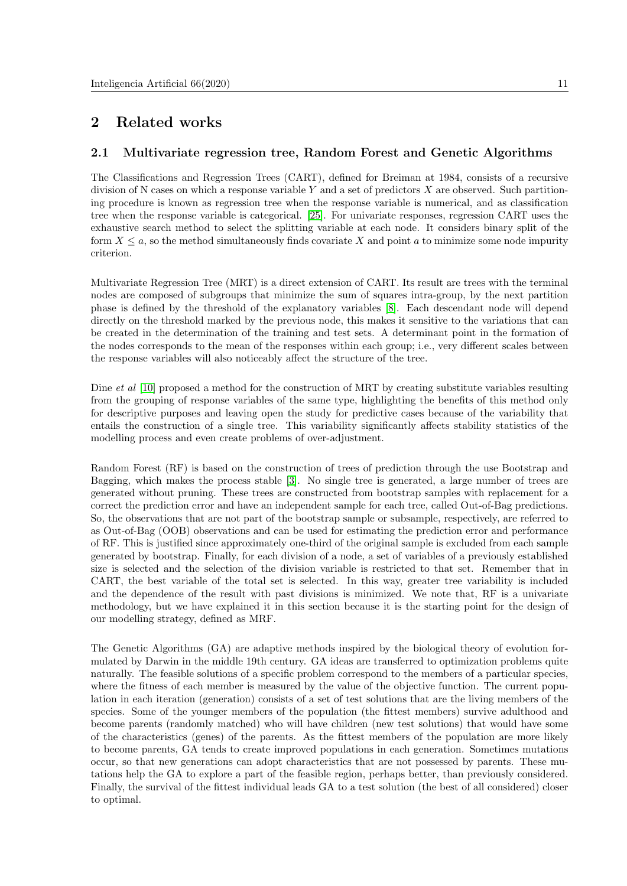## 2 Related works

### 2.1 Multivariate regression tree, Random Forest and Genetic Algorithms

The Classifications and Regression Trees (CART), defined for Breiman at 1984, consists of a recursive division of N cases on which a response variable $Y$ and a set of predictors $X$ are observed. Such partitioning procedure is known as regression tree when the response variable is numerical, and as classification tree when the response variable is categorical. [25]. For univariate responses, regression CART uses the exhaustive search method to select the splitting variable at each node. It considers binary split of the form $X \leq a$, so the method simultaneously finds covariate $X$ and point $a$ to minimize some node impurity criterion.

Multivariate Regression Tree (MRT) is a direct extension of CART. Its result are trees with the terminal nodes are composed of subgroups that minimize the sum of squares intra-group, by the next partition phase is defined by the threshold of the explanatory variables [8]. Each descendant node will depend directly on the threshold marked by the previous node, this makes it sensitive to the variations that can be created in the determination of the training and test sets. A determinant point in the formation of the nodes corresponds to the mean of the responses within each group; i.e., very different scales between the response variables will also noticeably affect the structure of the tree.

Dine *et al* [10] proposed a method for the construction of MRT by creating substitute variables resulting from the grouping of response variables of the same type, highlighting the benefits of this method only for descriptive purposes and leaving open the study for predictive cases because of the variability that entails the construction of a single tree. This variability significantly affects stability statistics of the modelling process and even create problems of over-adjustment.

Random Forest (RF) is based on the construction of trees of prediction through the use Bootstrap and Bagging, which makes the process stable [3]. No single tree is generated, a large number of trees are generated without pruning. These trees are constructed from bootstrap samples with replacement for a correct the prediction error and have an independent sample for each tree, called Out-of-Bag predictions. So, the observations that are not part of the bootstrap sample or subsample, respectively, are referred to as Out-of-Bag (OOB) observations and can be used for estimating the prediction error and performance of RF. This is justified since approximately one-third of the original sample is excluded from each sample generated by bootstrap. Finally, for each division of a node, a set of variables of a previously established size is selected and the selection of the division variable is restricted to that set. Remember that in CART, the best variable of the total set is selected. In this way, greater tree variability is included and the dependence of the result with past divisions is minimized. We note that, RF is a univariate methodology, but we have explained it in this section because it is the starting point for the design of our modelling strategy, defined as MRF.

The Genetic Algorithms (GA) are adaptive methods inspired by the biological theory of evolution formulated by Darwin in the middle 19th century. GA ideas are transferred to optimization problems quite naturally. The feasible solutions of a specific problem correspond to the members of a particular species, where the fitness of each member is measured by the value of the objective function. The current population in each iteration (generation) consists of a set of test solutions that are the living members of the species. Some of the younger members of the population (the fittest members) survive adulthood and become parents (randomly matched) who will have children (new test solutions) that would have some of the characteristics (genes) of the parents. As the fittest members of the population are more likely to become parents, GA tends to create improved populations in each generation. Sometimes mutations occur, so that new generations can adopt characteristics that are not possessed by parents. These mutations help the GA to explore a part of the feasible region, perhaps better, than previously considered. Finally, the survival of the fittest individual leads GA to a test solution (the best of all considered) closer to optimal.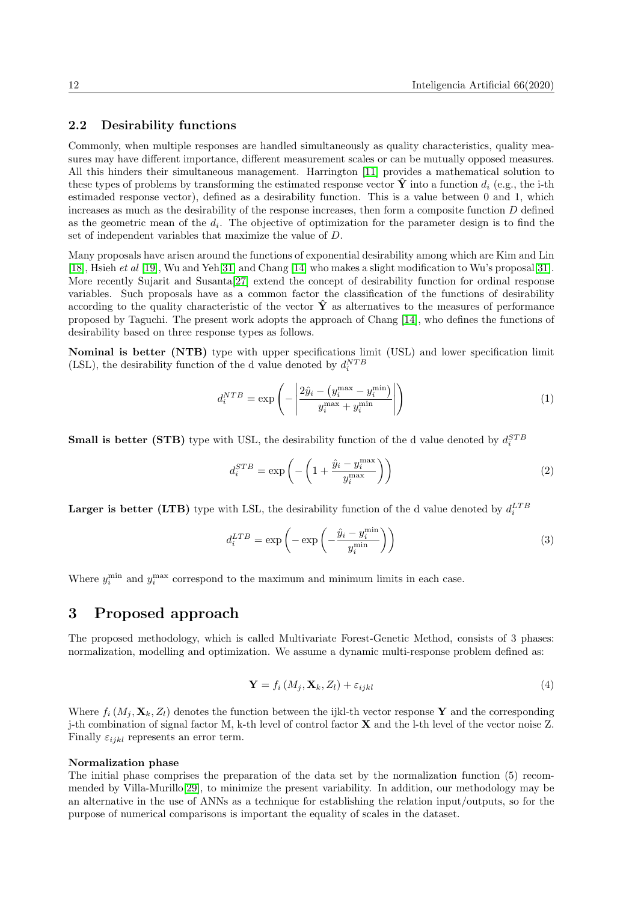### 2.2 Desirability functions

Commonly, when multiple responses are handled simultaneously as quality characteristics, quality measures may have different importance, different measurement scales or can be mutually opposed measures. All this hinders their simultaneous management. Harrington [11] provides a mathematical solution to these types of problems by transforming the estimated response vector $\hat{\mathbf{Y}}$ into a function $d_i$ (e.g., the i-th estimaded response vector), defined as a desirability function. This is a value between 0 and 1, which increases as much as the desirability of the response increases, then form a composite function $D$ defined as the geometric mean of the $d_i$. The objective of optimization for the parameter design is to find the set of independent variables that maximize the value of $D$.

Many proposals have arisen around the functions of exponential desirability among which are Kim and Lin [18], Hsieh *et al* [19], Wu and Yeh[31] and Chang [14] who makes a slight modification to Wu's proposal[31]. More recently Sujarit and Susanta[27] extend the concept of desirability function for ordinal response variables. Such proposals have as a common factor the classification of the functions of desirability according to the quality characteristic of the vector $\hat{\mathbf{Y}}$ as alternatives to the measures of performance proposed by Taguchi. The present work adopts the approach of Chang [14], who defines the functions of desirability based on three response types as follows.

**Nominal is better (NTB)** type with upper specifications limit (USL) and lower specification limit (LSL), the desirability function of the d value denoted by $d_i^{NTB}$

$$d_i^{NTB} = \exp\left(-\left|\frac{2\hat{y}_i - \left(y_i^{\max} - y_i^{\min}\right)}{y_i^{\max} + y_i^{\min}}\right|\right) \tag{1}$$

**Small is better (STB)** type with USL, the desirability function of the d value denoted by $d_i^{STB}$

$$d_i^{STB} = \exp\left(-\left(1 + \frac{\hat{y}_i - y_i^{\max}}{y_i^{\max}}\right)\right) \tag{2}$$

**Larger is better (LTB)** type with LSL, the desirability function of the d value denoted by $d_i^{LTB}$

$$d_i^{LTB} = \exp\left(-\exp\left(-\frac{\hat{y}_i - y_i^{\min}}{y_i^{\min}}\right)\right) \tag{3}$$

Where $y_i^{\min}$ and $y_i^{\max}$ correspond to the maximum and minimum limits in each case.

## 3 Proposed approach

The proposed methodology, which is called Multivariate Forest-Genetic Method, consists of 3 phases: normalization, modelling and optimization. We assume a dynamic multi-response problem defined as:

$$\mathbf{Y} = f_i\left(M_j, \mathbf{X}_k, Z_l\right) + \varepsilon_{ijkl} \tag{4}$$

Where $f_i\left(M_j, \mathbf{X}_k, Z_l\right)$ denotes the function between the ijkl-th vector response $\mathbf{Y}$ and the corresponding j-th combination of signal factor M, k-th level of control factor $\mathbf{X}$ and the l-th level of the vector noise Z. Finally $\varepsilon_{ijkl}$ represents an error term.

**Normalization phase**

The initial phase comprises the preparation of the data set by the normalization function (5) recommended by Villa-Murillo[29], to minimize the present variability. In addition, our methodology may be an alternative in the use of ANNs as a technique for establishing the relation input/outputs, so for the purpose of numerical comparisons is important the equality of scales in the dataset.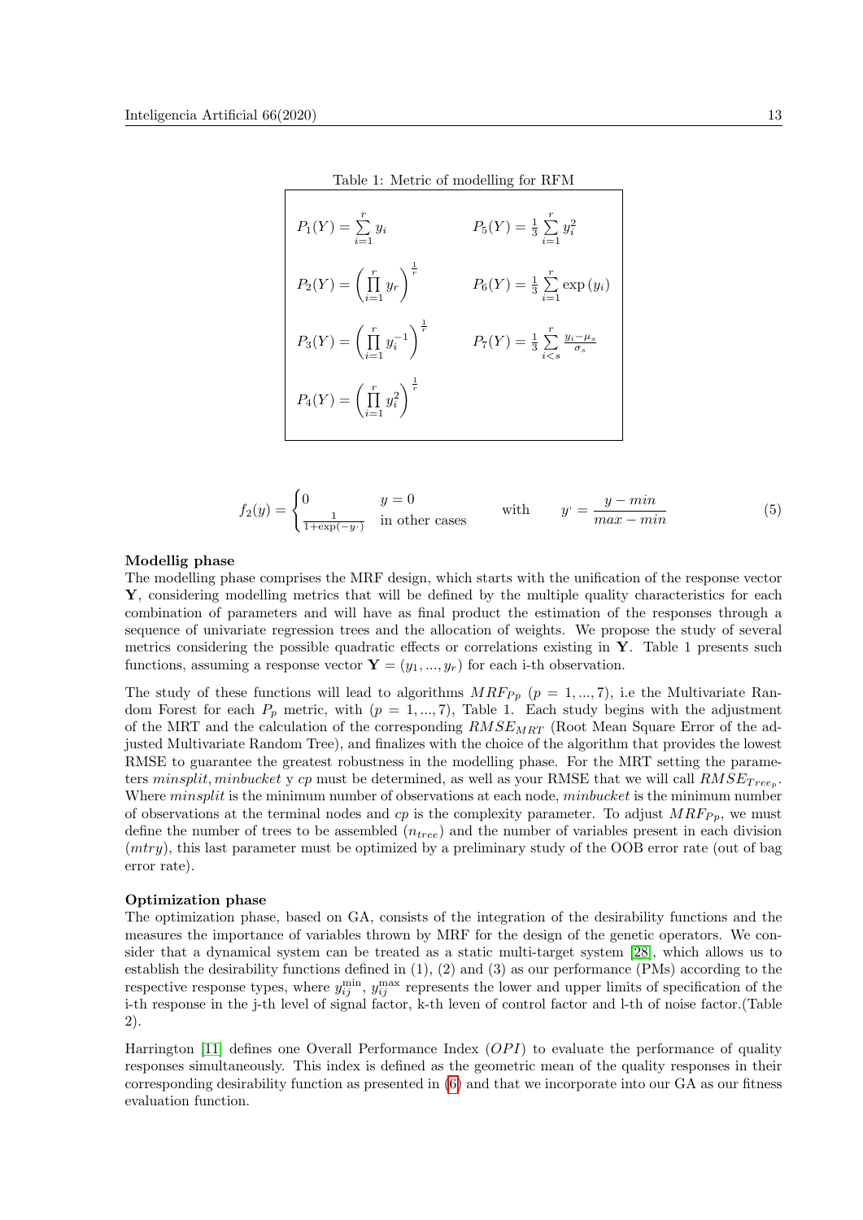Table 1: Metric of modelling for RFM

| | |
|---|---|
| $P_1(Y) = \sum_{i=1}^{r} y_i$ | $P_5(Y) = \frac{1}{3}\sum_{i=1}^{r} y_i^2$ |
| $P_2(Y) = \left(\prod_{i=1}^{r} y_r\right)^{\frac{1}{r}}$ | $P_6(Y) = \frac{1}{3}\sum_{i=1}^{r} \exp\left(y_i\right)$ |
| $P_3(Y) = \left(\prod_{i=1}^{r} y_i^{-1}\right)^{\frac{1}{r}}$ | $P_7(Y) = \frac{1}{3}\sum_{i<s}^{r} \frac{y_i - \mu_s}{\sigma_s}$ |
| $P_4(Y) = \left(\prod_{i=1}^{r} y_i^2\right)^{\frac{1}{r}}$ | |

$$f_2(y) = \begin{cases} 0 & y = 0 \\ \frac{1}{1+\exp(-y^{,})} & \text{in other cases} \end{cases} \qquad \text{with} \qquad y^{,} = \frac{y - min}{max - min} \tag{5}$$

**Modellig phase**

The modelling phase comprises the MRF design, which starts with the unification of the response vector $\mathbf{Y}$, considering modelling metrics that will be defined by the multiple quality characteristics for each combination of parameters and will have as final product the estimation of the responses through a sequence of univariate regression trees and the allocation of weights. We propose the study of several metrics considering the possible quadratic effects or correlations existing in $\mathbf{Y}$. Table 1 presents such functions, assuming a response vector $\mathbf{Y} = (y_1, ..., y_r)$ for each i-th observation.

The study of these functions will lead to algorithms $MRF_{Pp}$ $(p = 1, ..., 7)$, i.e the Multivariate Random Forest for each $P_p$ metric, with $(p = 1, ..., 7)$, Table 1. Each study begins with the adjustment of the MRT and the calculation of the corresponding $RMSE_{MRT}$ (Root Mean Square Error of the adjusted Multivariate Random Tree), and finalizes with the choice of the algorithm that provides the lowest RMSE to guarantee the greatest robustness in the modelling phase. For the MRT setting the parameters $minsplit, minbucket$ y $cp$ must be determined, as well as your RMSE that we will call $RMSE_{Tree_p}$. Where $minsplit$ is the minimum number of observations at each node, $minbucket$ is the minimum number of observations at the terminal nodes and $cp$ is the complexity parameter. To adjust $MRF_{Pp}$, we must define the number of trees to be assembled $(n_{tree})$ and the number of variables present in each division $(mtry)$, this last parameter must be optimized by a preliminary study of the OOB error rate (out of bag error rate).

**Optimization phase**

The optimization phase, based on GA, consists of the integration of the desirability functions and the measures the importance of variables thrown by MRF for the design of the genetic operators. We consider that a dynamical system can be treated as a static multi-target system [28], which allows us to establish the desirability functions defined in (1), (2) and (3) as our performance (PMs) according to the respective response types, where $y_{ij}^{\min}$, $y_{ij}^{\max}$ represents the lower and upper limits of specification of the i-th response in the j-th level of signal factor, k-th leven of control factor and l-th of noise factor.(Table 2).

Harrington [11] defines one Overall Performance Index $(OPI)$ to evaluate the performance of quality responses simultaneously. This index is defined as the geometric mean of the quality responses in their corresponding desirability function as presented in (6) and that we incorporate into our GA as our fitness evaluation function.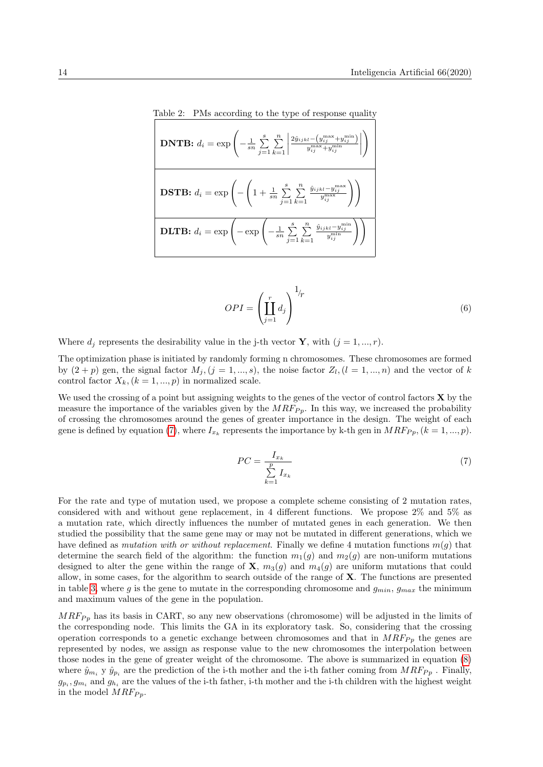Table 2: PMs according to the type of response quality

| |
|---|
| **DNTB:** $d_i = \exp\left(-\frac{1}{sn}\sum\limits_{j=1}^{s}\sum\limits_{k=1}^{n}\left\vert\frac{2\hat{y}_{ijkl}-\left(y_{ij}^{\max}+y_{ij}^{\min}\right)}{y_{ij}^{\max}+y_{ij}^{\min}}\right\vert\right)$ |
| **DSTB:** $d_i = \exp\left(-\left(1+\frac{1}{sn}\sum\limits_{j=1}^{s}\sum\limits_{k=1}^{n}\frac{\hat{y}_{ijkl}-y_{ij}^{\max}}{y_{ij}^{\max}}\right)\right)$ |
| **DLTB:** $d_i = \exp\left(-\exp\left(-\frac{1}{sn}\sum\limits_{j=1}^{s}\sum\limits_{k=1}^{n}\frac{\hat{y}_{ijkl}-y_{ij}^{\min}}{y_{ij}^{\min}}\right)\right)$ |

$$OPI = \left(\prod_{j=1}^{r} d_j\right)^{1/r} \tag{6}$$

Where $d_j$ represents the desirability value in the j-th vector $\mathbf{Y}$, with $(j = 1, ..., r)$.

The optimization phase is initiated by randomly forming n chromosomes. These chromosomes are formed by $(2 + p)$ gen, the signal factor $M_j, (j = 1, ..., s)$, the noise factor $Z_l, (l = 1, ..., n)$ and the vector of $k$ control factor $X_k, (k = 1, ..., p)$ in normalized scale.

We used the crossing of a point but assigning weights to the genes of the vector of control factors $\mathbf{X}$ by the measure the importance of the variables given by the $MRF_{Pp}$. In this way, we increased the probability of crossing the chromosomes around the genes of greater importance in the design. The weight of each gene is defined by equation (7), where $I_{x_k}$ represents the importance by k-th gen in $MRF_{Pp}, (k = 1, ..., p)$.

$$PC = \frac{I_{x_k}}{\sum\limits_{k=1}^{p} I_{x_k}} \tag{7}$$

For the rate and type of mutation used, we propose a complete scheme consisting of 2 mutation rates, considered with and without gene replacement, in 4 different functions. We propose 2% and 5% as a mutation rate, which directly influences the number of mutated genes in each generation. We then studied the possibility that the same gene may or may not be mutated in different generations, which we have defined as *mutation with or without replacement*. Finally we define 4 mutation functions $m(g)$ that determine the search field of the algorithm: the function $m_1(g)$ and $m_2(g)$ are non-uniform mutations designed to alter the gene within the range of $\mathbf{X}$, $m_3(g)$ and $m_4(g)$ are uniform mutations that could allow, in some cases, for the algorithm to search outside of the range of $\mathbf{X}$. The functions are presented in table 3, where $g$ is the gene to mutate in the corresponding chromosome and $g_{min}$, $g_{max}$ the minimum and maximum values of the gene in the population.

$MRF_{Pp}$ has its basis in CART, so any new observations (chromosome) will be adjusted in the limits of the corresponding node. This limits the GA in its exploratory task. So, considering that the crossing operation corresponds to a genetic exchange between chromosomes and that in $MRF_{Pp}$ the genes are represented by nodes, we assign as response value to the new chromosomes the interpolation between those nodes in the gene of greater weight of the chromosome. The above is summarized in equation (8) where $\hat{y}_{m_i}$ y $\hat{y}_{p_i}$ are the prediction of the i-th mother and the i-th father coming from $MRF_{Pp}$ . Finally, $g_{p_i}, g_{m_i}$ and $g_{h_i}$ are the values of the i-th father, i-th mother and the i-th children with the highest weight in the model $MRF_{Pp}$.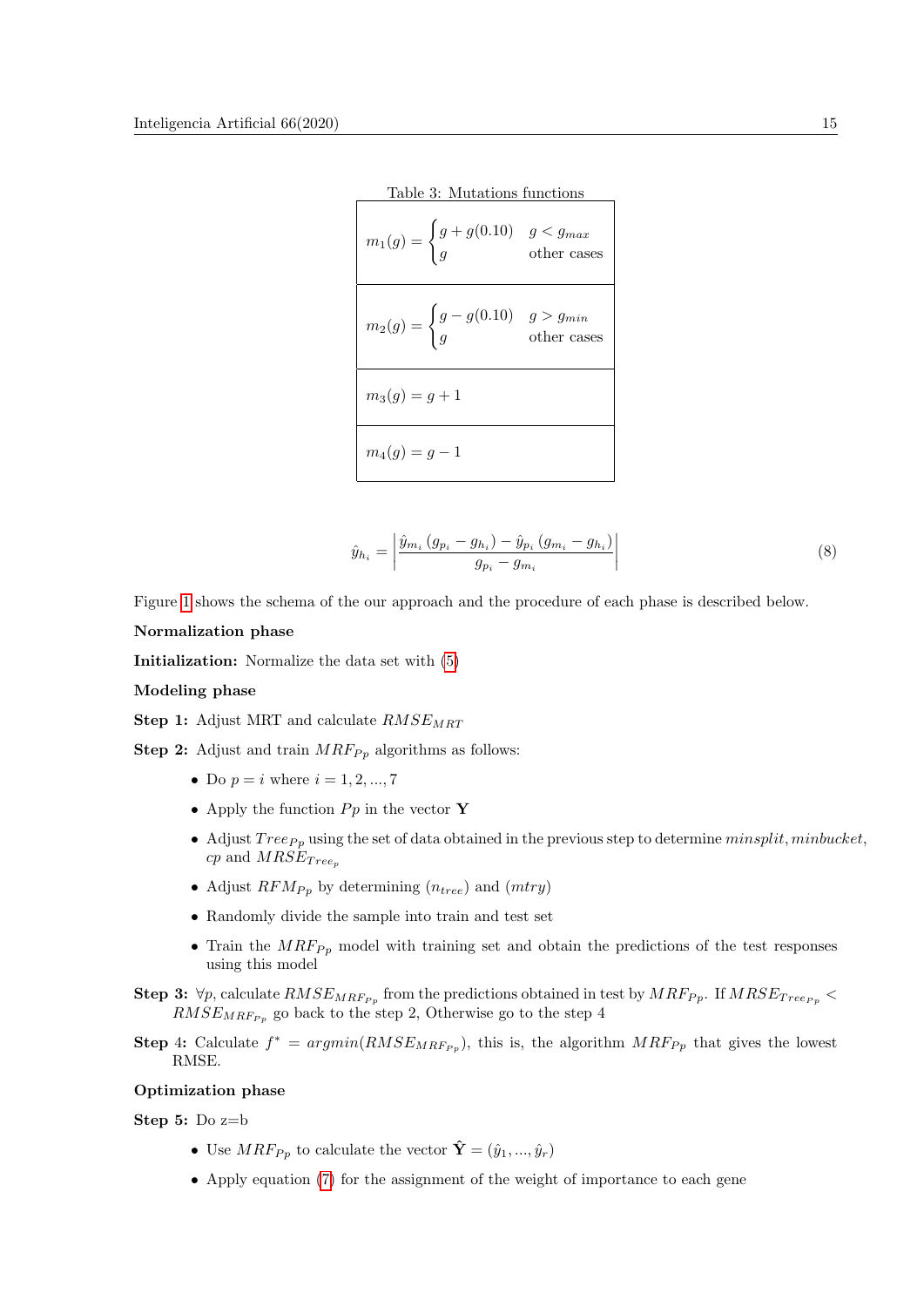Table 3: Mutations functions

| |
|---|
| $m_1(g) = \begin{cases} g + g(0.10) & g < g_{max} \\ g & \text{other cases} \end{cases}$ |
| $m_2(g) = \begin{cases} g - g(0.10) & g > g_{min} \\ g & \text{other cases} \end{cases}$ |
| $m_3(g) = g + 1$ |
| $m_4(g) = g - 1$ |

$$\hat{y}_{h_i} = \left| \frac{\hat{y}_{m_i}\left(g_{p_i} - g_{h_i}\right) - \hat{y}_{p_i}\left(g_{m_i} - g_{h_i}\right)}{g_{p_i} - g_{m_i}} \right| \tag{8}$$

Figure 1 shows the schema of the our approach and the procedure of each phase is described below.

**Normalization phase**

**Initialization:** Normalize the data set with (5)

**Modeling phase**

**Step 1:** Adjust MRT and calculate $RMSE_{MRT}$

**Step 2:** Adjust and train $MRF_{Pp}$ algorithms as follows:

- Do $p = i$ where $i = 1, 2, ..., 7$
- Apply the function $Pp$ in the vector $\mathbf{Y}$
- Adjust $Tree_{Pp}$ using the set of data obtained in the previous step to determine $minsplit$, $minbucket$, $cp$ and $MRSE_{Tree_p}$
- Adjust $RFM_{Pp}$ by determining ($n_{tree}$) and ($mtry$)
- Randomly divide the sample into train and test set
- Train the $MRF_{Pp}$ model with training set and obtain the predictions of the test responses using this model

**Step 3:** $\forall p$, calculate $RMSE_{MRF_{Pp}}$ from the predictions obtained in test by $MRF_{Pp}$. If $MRSE_{Tree_{Pp}} < RMSE_{MRF_{Pp}}$ go back to the step 2, Otherwise go to the step 4

**Step 4:** Calculate $f^* = argmin(RMSE_{MRF_{Pp}})$, this is, the algorithm $MRF_{Pp}$ that gives the lowest RMSE.

**Optimization phase**

**Step 5:** Do z=b

- Use $MRF_{Pp}$ to calculate the vector $\hat{\mathbf{Y}} = (\hat{y}_1, ..., \hat{y}_r)$
- Apply equation (7) for the assignment of the weight of importance to each gene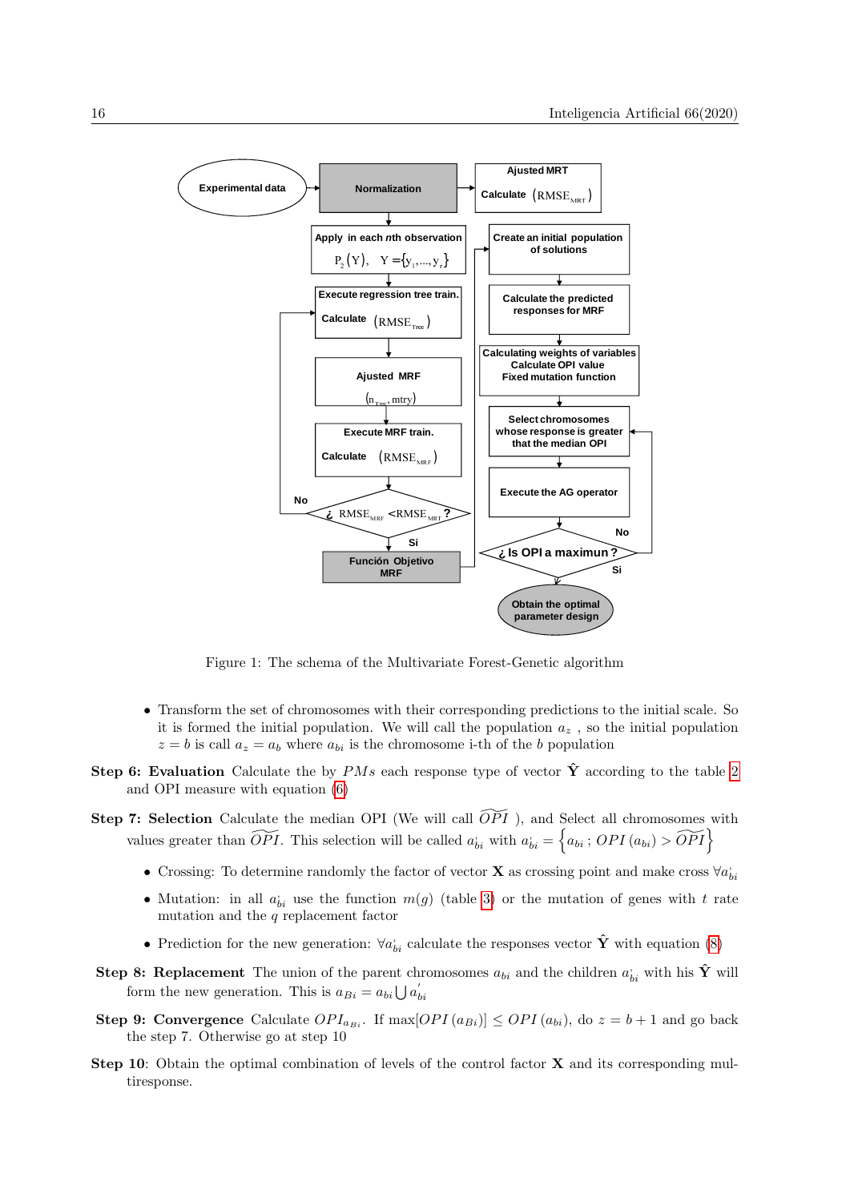Figure 1: The schema of the Multivariate Forest-Genetic algorithm

- Transform the set of chromosomes with their corresponding predictions to the initial scale. So it is formed the initial population. We will call the population $a_z$ , so the initial population $z = b$ is call $a_z = a_b$ where $a_{bi}$ is the chromosome i-th of the $b$ population

**Step 6: Evaluation** Calculate the by $PMs$ each response type of vector $\hat{\mathbf{Y}}$ according to the table 2 and OPI measure with equation (6)

**Step 7: Selection** Calculate the median OPI (We will call $\widetilde{OPI}$ ), and Select all chromosomes with values greater than $\widetilde{OPI}$. This selection will be called $a^{;}_{bi}$ with $a^{;}_{bi} = \left\{a_{bi}\,;\, OPI\,(a_{bi}) > \widetilde{OPI}\right\}$

- Crossing: To determine randomly the factor of vector $\mathbf{X}$ as crossing point and make cross $\forall a^{;}_{bi}$
- Mutation: in all $a^{;}_{bi}$ use the function $m(g)$ (table 3) or the mutation of genes with $t$ rate mutation and the $q$ replacement factor
- Prediction for the new generation: $\forall a^{;}_{bi}$ calculate the responses vector $\hat{\mathbf{Y}}$ with equation (8)

**Step 8: Replacement** The union of the parent chromosomes $a_{bi}$ and the children $a^{;}_{bi}$ with his $\hat{\mathbf{Y}}$ will form the new generation. This is $a_{Bi} = a_{bi} \bigcup a^{'}_{bi}$

**Step 9: Convergence** Calculate $OPI_{a_{Bi}}$. If $\max[OPI\,(a_{Bi})] \le OPI\,(a_{bi})$, do $z = b + 1$ and go back the step 7. Otherwise go at step 10

**Step 10**: Obtain the optimal combination of levels of the control factor $\mathbf{X}$ and its corresponding multiresponse.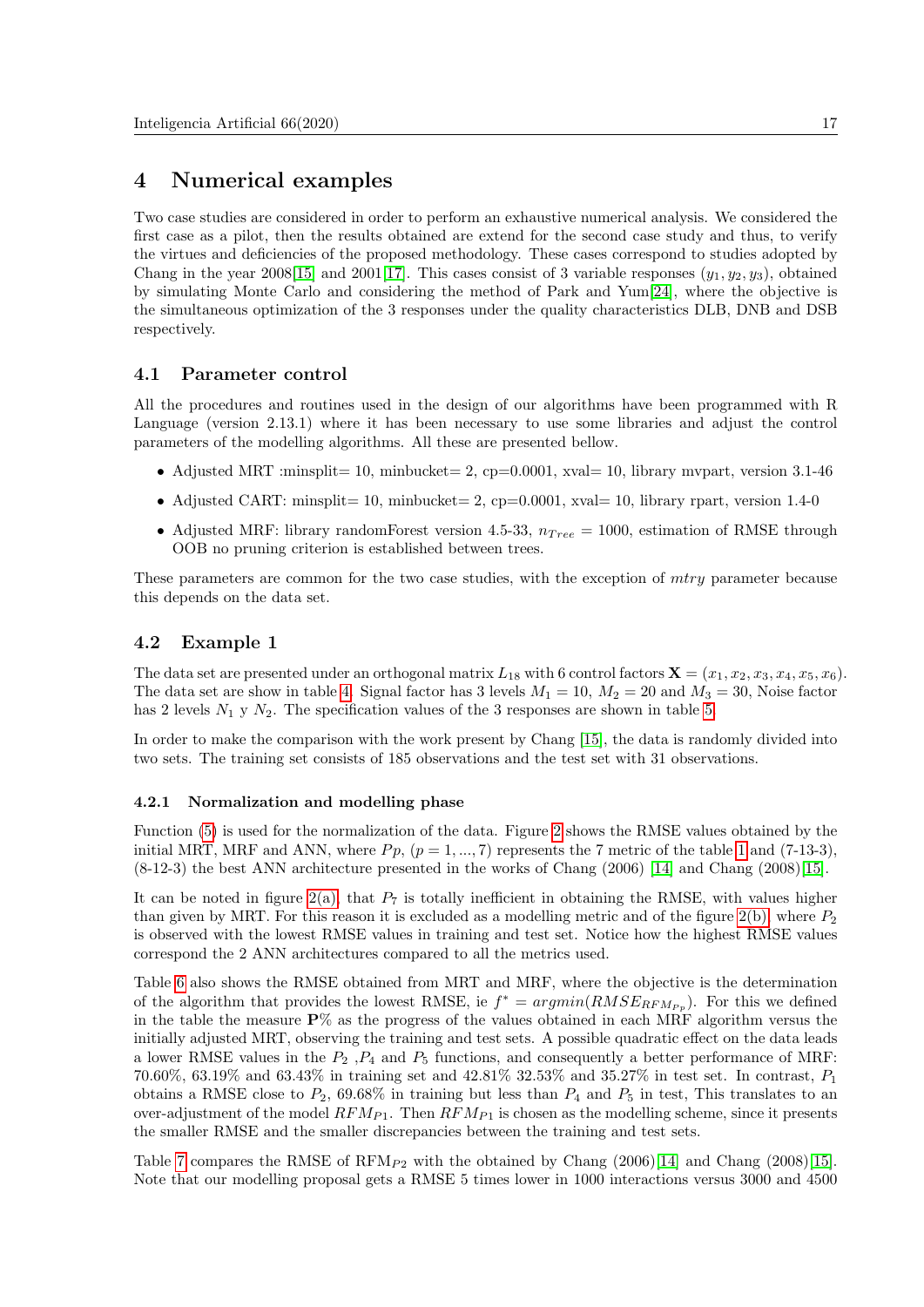# 4 Numerical examples

Two case studies are considered in order to perform an exhaustive numerical analysis. We considered the first case as a pilot, then the results obtained are extend for the second case study and thus, to verify the virtues and deficiencies of the proposed methodology. These cases correspond to studies adopted by Chang in the year 2008[15] and 2001[17]. This cases consist of 3 variable responses $(y_1, y_2, y_3)$, obtained by simulating Monte Carlo and considering the method of Park and Yum[24], where the objective is the simultaneous optimization of the 3 responses under the quality characteristics DLB, DNB and DSB respectively.

## 4.1 Parameter control

All the procedures and routines used in the design of our algorithms have been programmed with R Language (version 2.13.1) where it has been necessary to use some libraries and adjust the control parameters of the modelling algorithms. All these are presented bellow.

- Adjusted MRT :minsplit= 10, minbucket= 2, cp=0.0001, xval= 10, library mvpart, version 3.1-46
- Adjusted CART: minsplit= 10, minbucket= 2, cp=0.0001, xval= 10, library rpart, version 1.4-0
- Adjusted MRF: library randomForest version 4.5-33, $n_{Tree} = 1000$, estimation of RMSE through OOB no pruning criterion is established between trees.

These parameters are common for the two case studies, with the exception of *mtry* parameter because this depends on the data set.

## 4.2 Example 1

The data set are presented under an orthogonal matrix $L_{18}$ with 6 control factors $\mathbf{X} = (x_1, x_2, x_3, x_4, x_5, x_6)$. The data set are show in table 4. Signal factor has 3 levels $M_1 = 10$, $M_2 = 20$ and $M_3 = 30$, Noise factor has 2 levels $N_1$ y $N_2$. The specification values of the 3 responses are shown in table 5.

In order to make the comparison with the work present by Chang [15], the data is randomly divided into two sets. The training set consists of 185 observations and the test set with 31 observations.

### 4.2.1 Normalization and modelling phase

Function (5) is used for the normalization of the data. Figure 2 shows the RMSE values obtained by the initial MRT, MRF and ANN, where $Pp$, $(p = 1, ..., 7)$ represents the 7 metric of the table 1 and (7-13-3), (8-12-3) the best ANN architecture presented in the works of Chang (2006) [14] and Chang (2008)[15].

It can be noted in figure 2(a) that $P_7$ is totally inefficient in obtaining the RMSE, with values higher than given by MRT. For this reason it is excluded as a modelling metric and of the figure 2(b) where $P_2$ is observed with the lowest RMSE values in training and test set. Notice how the highest RMSE values correspond the 2 ANN architectures compared to all the metrics used.

Table 6 also shows the RMSE obtained from MRT and MRF, where the objective is the determination of the algorithm that provides the lowest RMSE, ie $f^* = argmin(RMSE_{RFM_{P_p}})$. For this we defined in the table the measure **P**% as the progress of the values obtained in each MRF algorithm versus the initially adjusted MRT, observing the training and test sets. A possible quadratic effect on the data leads a lower RMSE values in the $P_2$ ,$P_4$ and $P_5$ functions, and consequently a better performance of MRF: 70.60%, 63.19% and 63.43% in training set and 42.81% 32.53% and 35.27% in test set. In contrast, $P_1$ obtains a RMSE close to $P_2$, 69.68% in training but less than $P_4$ and $P_5$ in test, This translates to an over-adjustment of the model $RFM_{P1}$. Then $RFM_{P1}$ is chosen as the modelling scheme, since it presents the smaller RMSE and the smaller discrepancies between the training and test sets.

Table 7 compares the RMSE of RFM$_{P2}$ with the obtained by Chang (2006)[14] and Chang (2008)[15]. Note that our modelling proposal gets a RMSE 5 times lower in 1000 interactions versus 3000 and 4500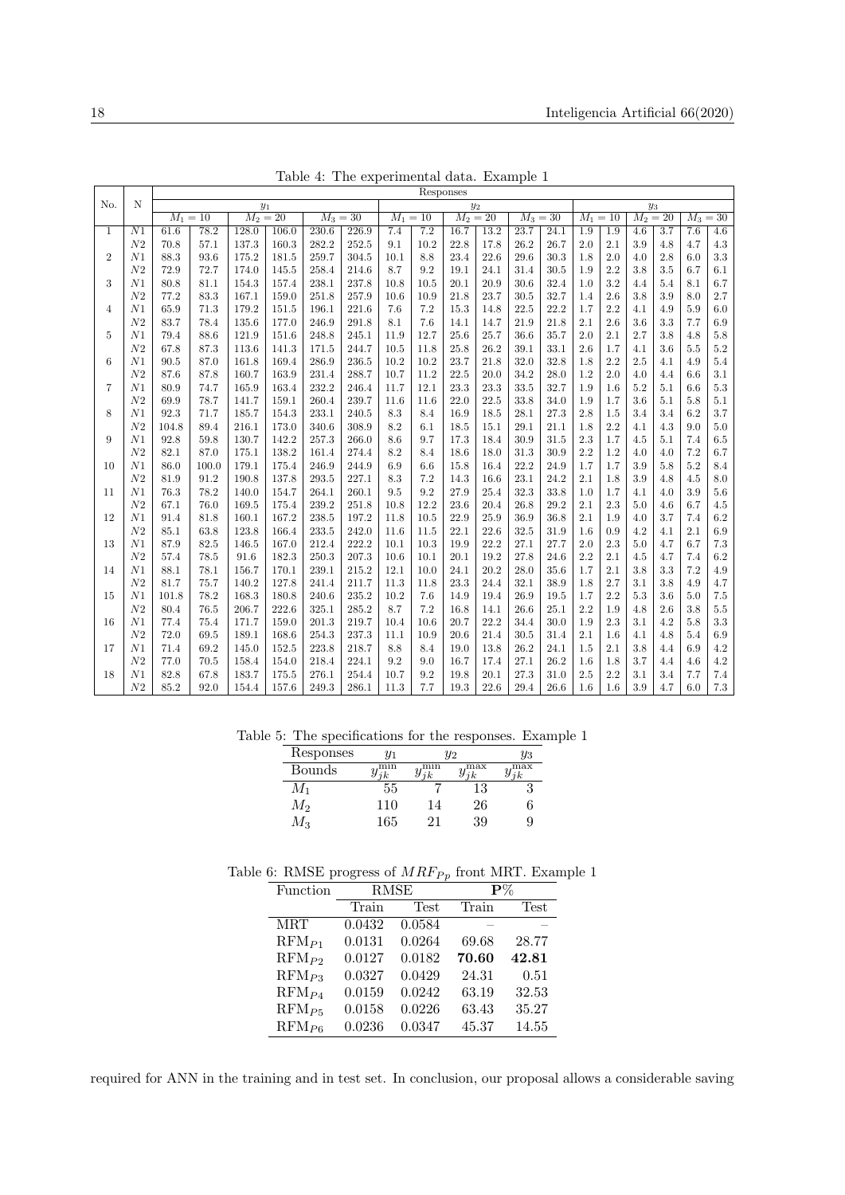Table 4: The experimental data. Example 1

| No. | N | $y_1$ | | | | | | $y_2$ | | | | | | $y_3$ | | | | | |
|---|---|---|---|---|---|---|---|---|---|---|---|---|---|---|---|---|---|---|---|
| | | $M_1=10$ | | $M_2=20$ | | $M_3=30$ | | $M_1=10$ | | $M_2=20$ | | $M_3=30$ | | $M_1=10$ | | $M_2=20$ | | $M_3=30$ | |
| 1 | $N1$ | 61.6 | 78.2 | 128.0 | 106.0 | 230.6 | 226.9 | 7.4 | 7.2 | 16.7 | 13.2 | 23.7 | 24.1 | 1.9 | 1.9 | 4.6 | 3.7 | 7.6 | 4.6 |
| | $N2$ | 70.8 | 57.1 | 137.3 | 160.3 | 282.2 | 252.5 | 9.1 | 10.2 | 22.8 | 17.8 | 26.2 | 26.7 | 2.0 | 2.1 | 3.9 | 4.8 | 4.7 | 4.3 |
| 2 | $N1$ | 88.3 | 93.6 | 175.2 | 181.5 | 259.7 | 304.5 | 10.1 | 8.8 | 23.4 | 22.6 | 29.6 | 30.3 | 1.8 | 2.0 | 4.0 | 2.8 | 6.0 | 3.3 |
| | $N2$ | 72.9 | 72.7 | 174.0 | 145.5 | 258.4 | 214.6 | 8.7 | 9.2 | 19.1 | 24.1 | 31.4 | 30.5 | 1.9 | 2.2 | 3.8 | 3.5 | 6.7 | 6.1 |
| 3 | $N1$ | 80.8 | 81.1 | 154.3 | 157.4 | 238.1 | 237.8 | 10.8 | 10.5 | 20.1 | 20.9 | 30.6 | 32.4 | 1.0 | 3.2 | 4.4 | 5.4 | 8.1 | 6.7 |
| | $N2$ | 77.2 | 83.3 | 167.1 | 159.0 | 251.8 | 257.9 | 10.6 | 10.9 | 21.8 | 23.7 | 30.5 | 32.7 | 1.4 | 2.6 | 3.8 | 3.9 | 8.0 | 2.7 |
| 4 | $N1$ | 65.9 | 71.3 | 179.2 | 151.5 | 196.1 | 221.6 | 7.6 | 7.2 | 15.3 | 14.8 | 22.5 | 22.2 | 1.7 | 2.2 | 4.1 | 4.9 | 5.9 | 6.0 |
| | $N2$ | 83.7 | 78.4 | 135.6 | 177.0 | 246.9 | 291.8 | 8.1 | 7.6 | 14.1 | 14.7 | 21.9 | 21.8 | 2.1 | 2.6 | 3.6 | 3.3 | 7.7 | 6.9 |
| 5 | $N1$ | 79.4 | 88.6 | 121.9 | 151.6 | 248.8 | 245.1 | 11.9 | 12.7 | 25.6 | 25.7 | 36.6 | 35.7 | 2.0 | 2.1 | 2.7 | 3.8 | 4.8 | 5.8 |
| | $N2$ | 67.8 | 87.3 | 113.6 | 141.3 | 171.5 | 244.7 | 10.5 | 11.8 | 25.8 | 26.2 | 39.1 | 33.1 | 2.6 | 1.7 | 4.1 | 3.6 | 5.5 | 5.2 |
| 6 | $N1$ | 90.5 | 87.0 | 161.8 | 169.4 | 286.9 | 236.5 | 10.2 | 10.2 | 23.7 | 21.8 | 32.0 | 32.8 | 1.8 | 2.2 | 2.5 | 4.1 | 4.9 | 5.4 |
| | $N2$ | 87.6 | 87.8 | 160.7 | 163.9 | 231.4 | 288.7 | 10.7 | 11.2 | 22.5 | 20.0 | 34.2 | 28.0 | 1.2 | 2.0 | 4.0 | 4.4 | 6.6 | 3.1 |
| 7 | $N1$ | 80.9 | 74.7 | 165.9 | 163.4 | 232.2 | 246.4 | 11.7 | 12.1 | 23.3 | 23.3 | 33.5 | 32.7 | 1.9 | 1.6 | 5.2 | 5.1 | 6.6 | 5.3 |
| | $N2$ | 69.9 | 78.7 | 141.7 | 159.1 | 260.4 | 239.7 | 11.6 | 11.6 | 22.0 | 22.5 | 33.8 | 34.0 | 1.9 | 1.7 | 3.6 | 5.1 | 5.8 | 5.1 |
| 8 | $N1$ | 92.3 | 71.7 | 185.7 | 154.3 | 233.1 | 240.5 | 8.3 | 8.4 | 16.9 | 18.5 | 28.1 | 27.3 | 2.8 | 1.5 | 3.4 | 3.4 | 6.2 | 3.7 |
| | $N2$ | 104.8 | 89.4 | 216.1 | 173.0 | 340.6 | 308.9 | 8.2 | 6.1 | 18.5 | 15.1 | 29.1 | 21.1 | 1.8 | 2.2 | 4.1 | 4.3 | 9.0 | 5.0 |
| 9 | $N1$ | 92.8 | 59.8 | 130.7 | 142.2 | 257.3 | 266.0 | 8.6 | 9.7 | 17.3 | 18.4 | 30.9 | 31.5 | 2.3 | 1.7 | 4.5 | 5.1 | 7.4 | 6.5 |
| | $N2$ | 82.1 | 87.0 | 175.1 | 138.2 | 161.4 | 274.4 | 8.2 | 8.4 | 18.6 | 18.0 | 31.3 | 30.9 | 2.2 | 1.2 | 4.0 | 4.0 | 7.2 | 6.7 |
| 10 | $N1$ | 86.0 | 100.0 | 179.1 | 175.4 | 246.9 | 244.9 | 6.9 | 6.6 | 15.8 | 16.4 | 22.2 | 24.9 | 1.7 | 1.7 | 3.9 | 5.8 | 5.2 | 8.4 |
| | $N2$ | 81.9 | 91.2 | 190.8 | 137.8 | 293.5 | 227.1 | 8.3 | 7.2 | 14.3 | 16.6 | 23.1 | 24.2 | 2.1 | 1.8 | 3.9 | 4.8 | 4.5 | 8.0 |
| 11 | $N1$ | 76.3 | 78.2 | 140.0 | 154.7 | 264.1 | 260.1 | 9.5 | 9.2 | 27.9 | 25.4 | 32.3 | 33.8 | 1.0 | 1.7 | 4.1 | 4.0 | 3.9 | 5.6 |
| | $N2$ | 67.1 | 76.0 | 169.5 | 175.4 | 239.2 | 251.8 | 10.8 | 12.2 | 23.6 | 20.4 | 26.8 | 29.2 | 2.1 | 2.3 | 5.0 | 4.6 | 6.7 | 4.5 |
| 12 | $N1$ | 91.4 | 81.8 | 160.1 | 167.2 | 238.5 | 197.2 | 11.8 | 10.5 | 22.9 | 25.9 | 36.9 | 36.8 | 2.1 | 1.9 | 4.0 | 3.7 | 7.4 | 6.2 |
| | $N2$ | 85.1 | 63.8 | 123.8 | 166.4 | 233.5 | 242.0 | 11.6 | 11.5 | 22.1 | 22.6 | 32.5 | 31.9 | 1.6 | 0.9 | 4.2 | 4.1 | 2.1 | 6.9 |
| 13 | $N1$ | 87.9 | 82.5 | 146.5 | 167.0 | 212.4 | 222.2 | 10.1 | 10.3 | 19.9 | 22.2 | 27.1 | 27.7 | 2.0 | 2.3 | 5.0 | 4.7 | 6.7 | 7.3 |
| | $N2$ | 57.4 | 78.5 | 91.6 | 182.3 | 250.3 | 207.3 | 10.6 | 10.1 | 20.1 | 19.2 | 27.8 | 24.6 | 2.2 | 2.1 | 4.5 | 4.7 | 7.4 | 6.2 |
| 14 | $N1$ | 88.1 | 78.1 | 156.7 | 170.1 | 239.1 | 215.2 | 12.1 | 10.0 | 24.1 | 20.2 | 28.0 | 35.6 | 1.7 | 2.1 | 3.8 | 3.3 | 7.2 | 4.9 |
| | $N2$ | 81.7 | 75.7 | 140.2 | 127.8 | 241.4 | 211.7 | 11.3 | 11.8 | 23.3 | 24.4 | 32.1 | 38.9 | 1.8 | 2.7 | 3.1 | 3.8 | 4.9 | 4.7 |
| 15 | $N1$ | 101.8 | 78.2 | 168.3 | 180.8 | 240.6 | 235.2 | 10.2 | 7.6 | 14.9 | 19.4 | 26.9 | 19.5 | 1.7 | 2.2 | 5.3 | 3.6 | 5.0 | 7.5 |
| | $N2$ | 80.4 | 76.5 | 206.7 | 222.6 | 325.1 | 285.2 | 8.7 | 7.2 | 16.8 | 14.1 | 26.6 | 25.1 | 2.2 | 1.9 | 4.8 | 2.6 | 3.8 | 5.5 |
| 16 | $N1$ | 77.4 | 75.4 | 171.7 | 159.0 | 201.3 | 219.7 | 10.4 | 10.6 | 20.7 | 22.2 | 34.4 | 30.0 | 1.9 | 2.3 | 3.1 | 4.2 | 5.8 | 3.3 |
| | $N2$ | 72.0 | 69.5 | 189.1 | 168.6 | 254.3 | 237.3 | 11.1 | 10.9 | 20.6 | 21.4 | 30.5 | 31.4 | 2.1 | 1.6 | 4.1 | 4.8 | 5.4 | 6.9 |
| 17 | $N1$ | 71.4 | 69.2 | 145.0 | 152.5 | 223.8 | 218.7 | 8.8 | 8.4 | 19.0 | 13.8 | 26.2 | 24.1 | 1.5 | 2.1 | 3.8 | 4.4 | 6.9 | 4.2 |
| | $N2$ | 77.0 | 70.5 | 158.4 | 154.0 | 218.4 | 224.1 | 9.2 | 9.0 | 16.7 | 17.4 | 27.1 | 26.2 | 1.6 | 1.8 | 3.7 | 4.4 | 4.6 | 4.2 |
| 18 | $N1$ | 82.8 | 67.8 | 183.7 | 175.5 | 276.1 | 254.4 | 10.7 | 9.2 | 19.8 | 20.1 | 27.3 | 31.0 | 2.5 | 2.2 | 3.1 | 3.4 | 7.7 | 7.4 |
| | $N2$ | 85.2 | 92.0 | 154.4 | 157.6 | 249.3 | 286.1 | 11.3 | 7.7 | 19.3 | 22.6 | 29.4 | 26.6 | 1.6 | 1.6 | 3.9 | 4.7 | 6.0 | 7.3 |

Table 5: The specifications for the responses. Example 1

| Responses | $y_1$ | $y_2$ | | $y_3$ |
|---|---|---|---|---|
| Bounds | $y_{jk}^{\min}$ | $y_{jk}^{\min}$ | $y_{jk}^{\max}$ | $y_{jk}^{\max}$ |
| $M_1$ | 55 | 7 | 13 | 3 |
| $M_2$ | 110 | 14 | 26 | 6 |
| $M_3$ | 165 | 21 | 39 | 9 |

Table 6: RMSE progress of $MRF_{Pp}$ front MRT. Example 1

| Function | RMSE | | $\mathbf{P}\%$ | |
|---|---|---|---|---|
| | Train | Test | Train | Test |
| MRT | 0.0432 | 0.0584 | – | – |
| $\text{RFM}_{P1}$ | 0.0131 | 0.0264 | 69.68 | 28.77 |
| $\text{RFM}_{P2}$ | 0.0127 | 0.0182 | **70.60** | **42.81** |
| $\text{RFM}_{P3}$ | 0.0327 | 0.0429 | 24.31 | 0.51 |
| $\text{RFM}_{P4}$ | 0.0159 | 0.0242 | 63.19 | 32.53 |
| $\text{RFM}_{P5}$ | 0.0158 | 0.0226 | 63.43 | 35.27 |
| $\text{RFM}_{P6}$ | 0.0236 | 0.0347 | 45.37 | 14.55 |

required for ANN in the training and in test set. In conclusion, our proposal allows a considerable saving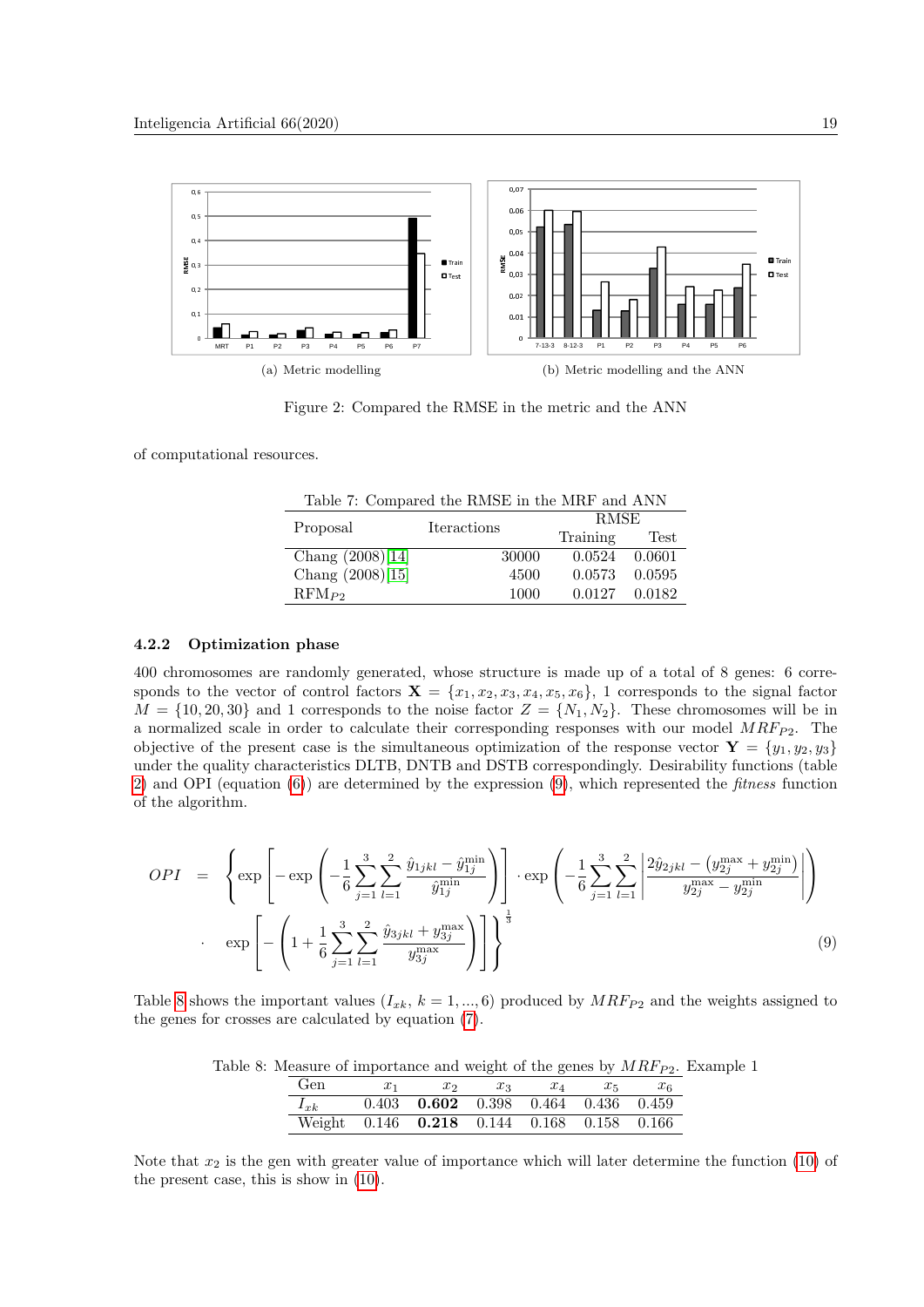(a) Metric modelling

(b) Metric modelling and the ANN

Figure 2: Compared the RMSE in the metric and the ANN

of computational resources.

Table 7: Compared the RMSE in the MRF and ANN

| Proposal | Iteractions | RMSE | |
|---|---|---|---|
| | | Training | Test |
| Chang (2008)[14] | 30000 | 0.0524 | 0.0601 |
| Chang (2008)[15] | 4500 | 0.0573 | 0.0595 |
| RFM$_{P2}$ | 1000 | 0.0127 | 0.0182 |

### 4.2.2 Optimization phase

400 chromosomes are randomly generated, whose structure is made up of a total of 8 genes: 6 corresponds to the vector of control factors $\mathbf{X} = \{x_1, x_2, x_3, x_4, x_5, x_6\}$, 1 corresponds to the signal factor $M = \{10, 20, 30\}$ and 1 corresponds to the noise factor $Z = \{N_1, N_2\}$. These chromosomes will be in a normalized scale in order to calculate their corresponding responses with our model $MRF_{P2}$. The objective of the present case is the simultaneous optimization of the response vector $\mathbf{Y} = \{y_1, y_2, y_3\}$ under the quality characteristics DLTB, DNTB and DSTB correspondingly. Desirability functions (table 2) and OPI (equation (6)) are determined by the expression (9), which represented the *fitness* function of the algorithm.

$$
\begin{aligned}
OPI \;=\; & \left\{ \exp\left[ -\exp\left( -\frac{1}{6}\sum_{j=1}^{3}\sum_{l=1}^{2} \frac{\hat{y}_{1jkl} - \hat{y}_{1j}^{\min}}{\hat{y}_{1j}^{\min}} \right) \right] \cdot \exp\left( -\frac{1}{6}\sum_{j=1}^{3}\sum_{l=1}^{2} \left| \frac{2\hat{y}_{2jkl} - \left(y_{2j}^{\max} + y_{2j}^{\min}\right)}{y_{2j}^{\max} - y_{2j}^{\min}} \right| \right) \right. \\
& \left. \cdot \;\; \exp\left[ -\left( 1 + \frac{1}{6}\sum_{j=1}^{3}\sum_{l=1}^{2} \frac{\hat{y}_{3jkl} + y_{3j}^{\max}}{y_{3j}^{\max}} \right) \right] \right\}^{\frac{1}{3}}
\end{aligned}
\tag{9}
$$

Table 8 shows the important values ($I_{xk}$, $k = 1, ..., 6$) produced by $MRF_{P2}$ and the weights assigned to the genes for crosses are calculated by equation (7).

Table 8: Measure of importance and weight of the genes by $MRF_{P2}$. Example 1

| Gen | $x_1$ | $x_2$ | $x_3$ | $x_4$ | $x_5$ | $x_6$ |
|---|---|---|---|---|---|---|
| $I_{xk}$ | 0.403 | **0.602** | 0.398 | 0.464 | 0.436 | 0.459 |
| Weight | 0.146 | **0.218** | 0.144 | 0.168 | 0.158 | 0.166 |

Note that $x_2$ is the gen with greater value of importance which will later determine the function (10) of the present case, this is show in (10).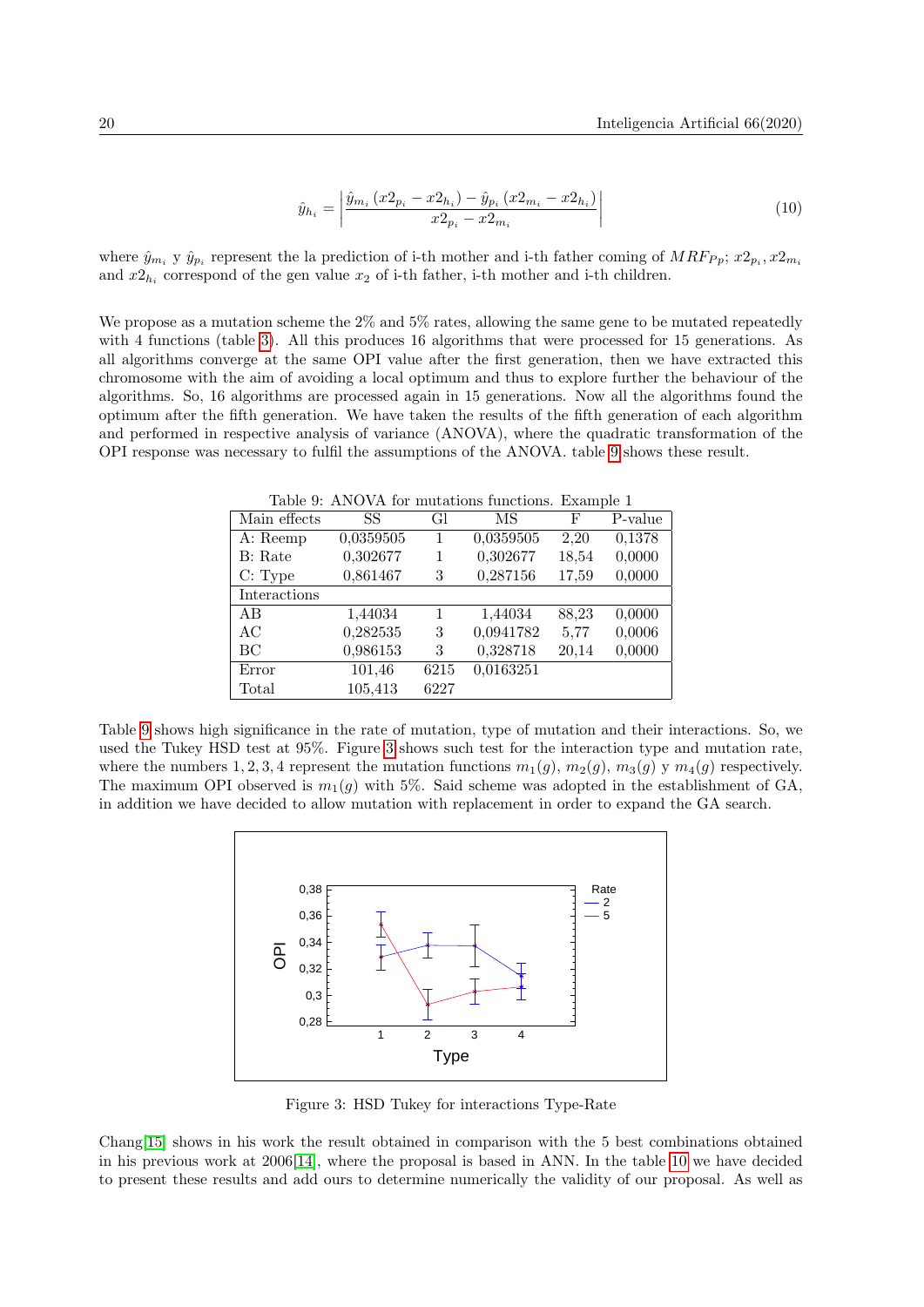$$\hat{y}_{h_i} = \left| \frac{\hat{y}_{m_i}\,(x2_{p_i} - x2_{h_i}) - \hat{y}_{p_i}\,(x2_{m_i} - x2_{h_i})}{x2_{p_i} - x2_{m_i}} \right| \tag{10}$$

where $\hat{y}_{m_i}$ y $\hat{y}_{p_i}$ represent the la prediction of i-th mother and i-th father coming of $MRF_{Pp}$; $x2_{p_i}, x2_{m_i}$ and $x2_{h_i}$ correspond of the gen value $x_2$ of i-th father, i-th mother and i-th children.

We propose as a mutation scheme the 2% and 5% rates, allowing the same gene to be mutated repeatedly with 4 functions (table 3). All this produces 16 algorithms that were processed for 15 generations. As all algorithms converge at the same OPI value after the first generation, then we have extracted this chromosome with the aim of avoiding a local optimum and thus to explore further the behaviour of the algorithms. So, 16 algorithms are processed again in 15 generations. Now all the algorithms found the optimum after the fifth generation. We have taken the results of the fifth generation of each algorithm and performed in respective analysis of variance (ANOVA), where the quadratic transformation of the OPI response was necessary to fulfil the assumptions of the ANOVA. table 9 shows these result.

Table 9: ANOVA for mutations functions. Example 1

| Main effects | SS | Gl | MS | F | P-value |
|---|---|---|---|---|---|
| A: Reemp | 0,0359505 | 1 | 0,0359505 | 2,20 | 0,1378 |
| B: Rate | 0,302677 | 1 | 0,302677 | 18,54 | 0,0000 |
| C: Type | 0,861467 | 3 | 0,287156 | 17,59 | 0,0000 |
| Interactions | | | | | |
| AB | 1,44034 | 1 | 1,44034 | 88,23 | 0,0000 |
| AC | 0,282535 | 3 | 0,0941782 | 5,77 | 0,0006 |
| BC | 0,986153 | 3 | 0,328718 | 20,14 | 0,0000 |
| Error | 101,46 | 6215 | 0,0163251 | | |
| Total | 105,413 | 6227 | | | |

Table 9 shows high significance in the rate of mutation, type of mutation and their interactions. So, we used the Tukey HSD test at 95%. Figure 3 shows such test for the interaction type and mutation rate, where the numbers 1, 2, 3, 4 represent the mutation functions $m_1(g)$, $m_2(g)$, $m_3(g)$ y $m_4(g)$ respectively. The maximum OPI observed is $m_1(g)$ with 5%. Said scheme was adopted in the establishment of GA, in addition we have decided to allow mutation with replacement in order to expand the GA search.

Figure 3: HSD Tukey for interactions Type-Rate

Chang[15] shows in his work the result obtained in comparison with the 5 best combinations obtained in his previous work at 2006[14], where the proposal is based in ANN. In the table 10 we have decided to present these results and add ours to determine numerically the validity of our proposal. As well as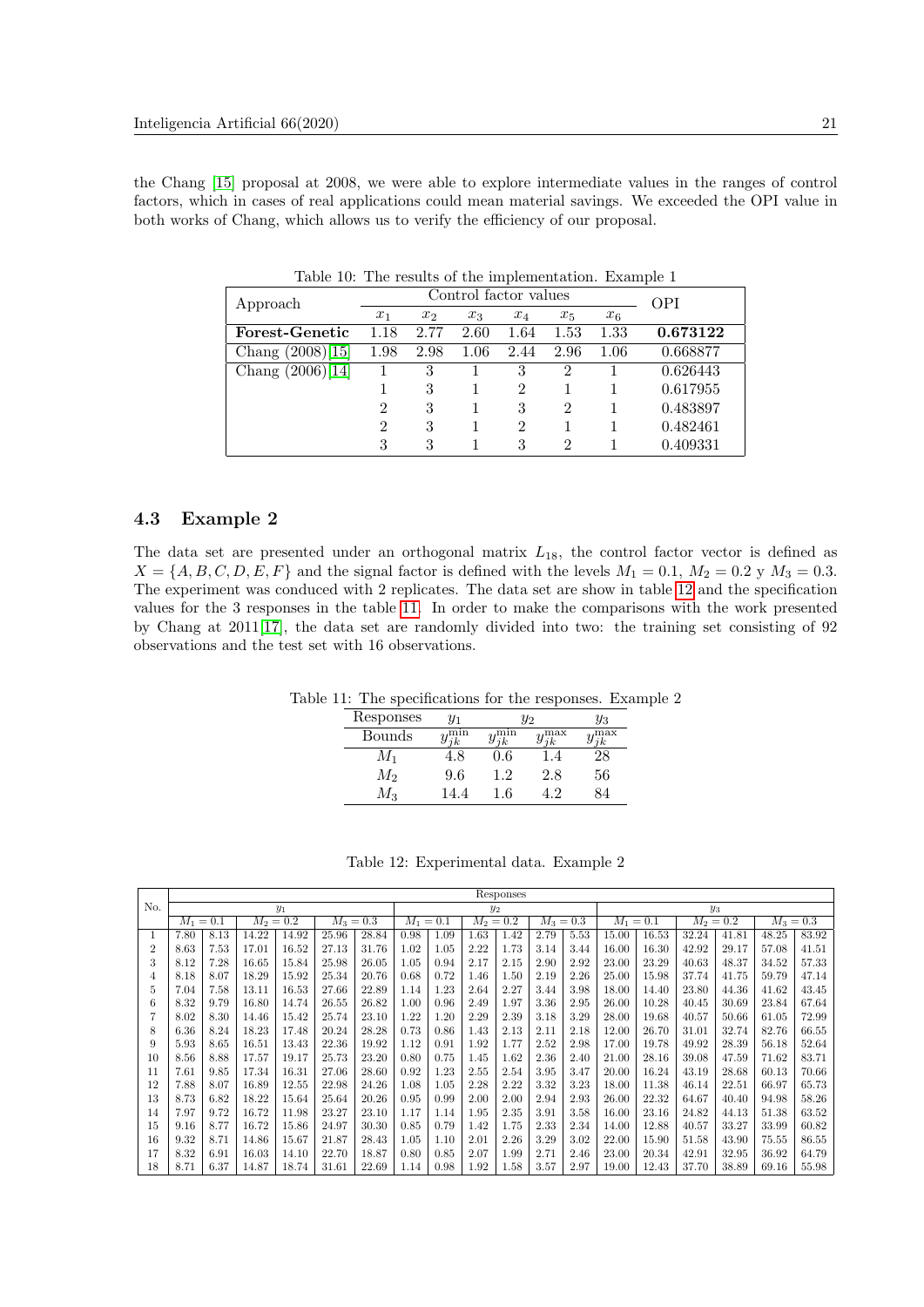the Chang [15] proposal at 2008, we were able to explore intermediate values in the ranges of control factors, which in cases of real applications could mean material savings. We exceeded the OPI value in both works of Chang, which allows us to verify the efficiency of our proposal.

Table 10: The results of the implementation. Example 1

| Approach | Control factor values | | | | | | OPI |
|---|---|---|---|---|---|---|---|
| | $x_1$ | $x_2$ | $x_3$ | $x_4$ | $x_5$ | $x_6$ | |
| **Forest-Genetic** | 1.18 | 2.77 | 2.60 | 1.64 | 1.53 | 1.33 | **0.673122** |
| Chang (2008)[15] | 1.98 | 2.98 | 1.06 | 2.44 | 2.96 | 1.06 | 0.668877 |
| Chang (2006)[14] | 1 | 3 | 1 | 3 | 2 | 1 | 0.626443 |
| | 1 | 3 | 1 | 2 | 1 | 1 | 0.617955 |
| | 2 | 3 | 1 | 3 | 2 | 1 | 0.483897 |
| | 2 | 3 | 1 | 2 | 1 | 1 | 0.482461 |
| | 3 | 3 | 1 | 3 | 2 | 1 | 0.409331 |

### 4.3 Example 2

The data set are presented under an orthogonal matrix $L_{18}$, the control factor vector is defined as $X = \{A, B, C, D, E, F\}$ and the signal factor is defined with the levels $M_1 = 0.1$, $M_2 = 0.2$ y $M_3 = 0.3$. The experiment was conduced with 2 replicates. The data set are show in table 12 and the specification values for the 3 responses in the table 11. In order to make the comparisons with the work presented by Chang at 2011[17], the data set are randomly divided into two: the training set consisting of 92 observations and the test set with 16 observations.

Table 11: The specifications for the responses. Example 2

| Responses | $y_1$ | $y_2$ | | $y_3$ |
|---|---|---|---|---|
| Bounds | $y_{jk}^{\min}$ | $y_{jk}^{\min}$ | $y_{jk}^{\max}$ | $y_{jk}^{\max}$ |
| $M_1$ | 4.8 | 0.6 | 1.4 | 28 |
| $M_2$ | 9.6 | 1.2 | 2.8 | 56 |
| $M_3$ | 14.4 | 1.6 | 4.2 | 84 |

Table 12: Experimental data. Example 2

| No. | Responses | | | | | | | | | | | | | | | | | |
|---|---|---|---|---|---|---|---|---|---|---|---|---|---|---|---|---|---|---|
| | $y_1$ | | | | | | $y_2$ | | | | | | $y_3$ | | | | | |
| | $M_1 = 0.1$ | | $M_2 = 0.2$ | | $M_3 = 0.3$ | | $M_1 = 0.1$ | | $M_2 = 0.2$ | | $M_3 = 0.3$ | | $M_1 = 0.1$ | | $M_2 = 0.2$ | | $M_3 = 0.3$ | |
| 1 | 7.80 | 8.13 | 14.22 | 14.92 | 25.96 | 28.84 | 0.98 | 1.09 | 1.63 | 1.42 | 2.79 | 5.53 | 15.00 | 16.53 | 32.24 | 41.81 | 48.25 | 83.92 |
| 2 | 8.63 | 7.53 | 17.01 | 16.52 | 27.13 | 31.76 | 1.02 | 1.05 | 2.22 | 1.73 | 3.14 | 3.44 | 16.00 | 16.30 | 42.92 | 29.17 | 57.08 | 41.51 |
| 3 | 8.12 | 7.28 | 16.65 | 15.84 | 25.98 | 26.05 | 1.05 | 0.94 | 2.17 | 2.15 | 2.90 | 2.92 | 23.00 | 23.29 | 40.63 | 48.37 | 34.52 | 57.33 |
| 4 | 8.18 | 8.07 | 18.29 | 15.92 | 25.34 | 20.76 | 0.68 | 0.72 | 1.46 | 1.50 | 2.19 | 2.26 | 25.00 | 15.98 | 37.74 | 41.75 | 59.79 | 47.14 |
| 5 | 7.04 | 7.58 | 13.11 | 16.53 | 27.66 | 22.89 | 1.14 | 1.23 | 2.64 | 2.27 | 3.44 | 3.98 | 18.00 | 14.40 | 23.80 | 44.36 | 41.62 | 43.45 |
| 6 | 8.32 | 9.79 | 16.80 | 14.74 | 26.55 | 26.82 | 1.00 | 0.96 | 2.49 | 1.97 | 3.36 | 2.95 | 26.00 | 10.28 | 40.45 | 30.69 | 23.84 | 67.64 |
| 7 | 8.02 | 8.30 | 14.46 | 15.42 | 25.74 | 23.10 | 1.22 | 1.20 | 2.29 | 2.39 | 3.18 | 3.29 | 28.00 | 19.68 | 40.57 | 50.66 | 61.05 | 72.99 |
| 8 | 6.36 | 8.24 | 18.23 | 17.48 | 20.24 | 28.28 | 0.73 | 0.86 | 1.43 | 2.13 | 2.11 | 2.18 | 12.00 | 26.70 | 31.01 | 32.74 | 82.76 | 66.55 |
| 9 | 5.93 | 8.65 | 16.51 | 13.43 | 22.36 | 19.92 | 1.12 | 0.91 | 1.92 | 1.77 | 2.52 | 2.98 | 17.00 | 19.78 | 49.92 | 28.39 | 56.18 | 52.64 |
| 10 | 8.56 | 8.88 | 17.57 | 19.17 | 25.73 | 23.20 | 0.80 | 0.75 | 1.45 | 1.62 | 2.36 | 2.40 | 21.00 | 28.16 | 39.08 | 47.59 | 71.62 | 83.71 |
| 11 | 7.61 | 9.85 | 17.34 | 16.31 | 27.06 | 28.60 | 0.92 | 1.23 | 2.55 | 2.54 | 3.95 | 3.47 | 20.00 | 16.24 | 43.19 | 28.68 | 60.13 | 70.66 |
| 12 | 7.88 | 8.07 | 16.89 | 12.55 | 22.98 | 24.26 | 1.08 | 1.05 | 2.28 | 2.22 | 3.32 | 3.23 | 18.00 | 11.38 | 46.14 | 22.51 | 66.97 | 65.73 |
| 13 | 8.73 | 6.82 | 18.22 | 15.64 | 25.64 | 20.26 | 0.95 | 0.99 | 2.00 | 2.00 | 2.94 | 2.93 | 26.00 | 22.32 | 64.67 | 40.40 | 94.98 | 58.26 |
| 14 | 7.97 | 9.72 | 16.72 | 11.98 | 23.27 | 23.10 | 1.17 | 1.14 | 1.95 | 2.35 | 3.91 | 3.58 | 16.00 | 23.16 | 24.82 | 44.13 | 51.38 | 63.52 |
| 15 | 9.16 | 8.77 | 16.72 | 15.86 | 24.97 | 30.30 | 0.85 | 0.79 | 1.42 | 1.75 | 2.33 | 2.34 | 14.00 | 12.88 | 40.57 | 33.27 | 33.99 | 60.82 |
| 16 | 9.32 | 8.71 | 14.86 | 15.67 | 21.87 | 28.43 | 1.05 | 1.10 | 2.01 | 2.26 | 3.29 | 3.02 | 22.00 | 15.90 | 51.58 | 43.90 | 75.55 | 86.55 |
| 17 | 8.32 | 6.91 | 16.03 | 14.10 | 22.70 | 18.87 | 0.80 | 0.85 | 2.07 | 1.99 | 2.71 | 2.46 | 23.00 | 20.34 | 42.91 | 32.95 | 36.92 | 64.79 |
| 18 | 8.71 | 6.37 | 14.87 | 18.74 | 31.61 | 22.69 | 1.14 | 0.98 | 1.92 | 1.58 | 3.57 | 2.97 | 19.00 | 12.43 | 37.70 | 38.89 | 69.16 | 55.98 |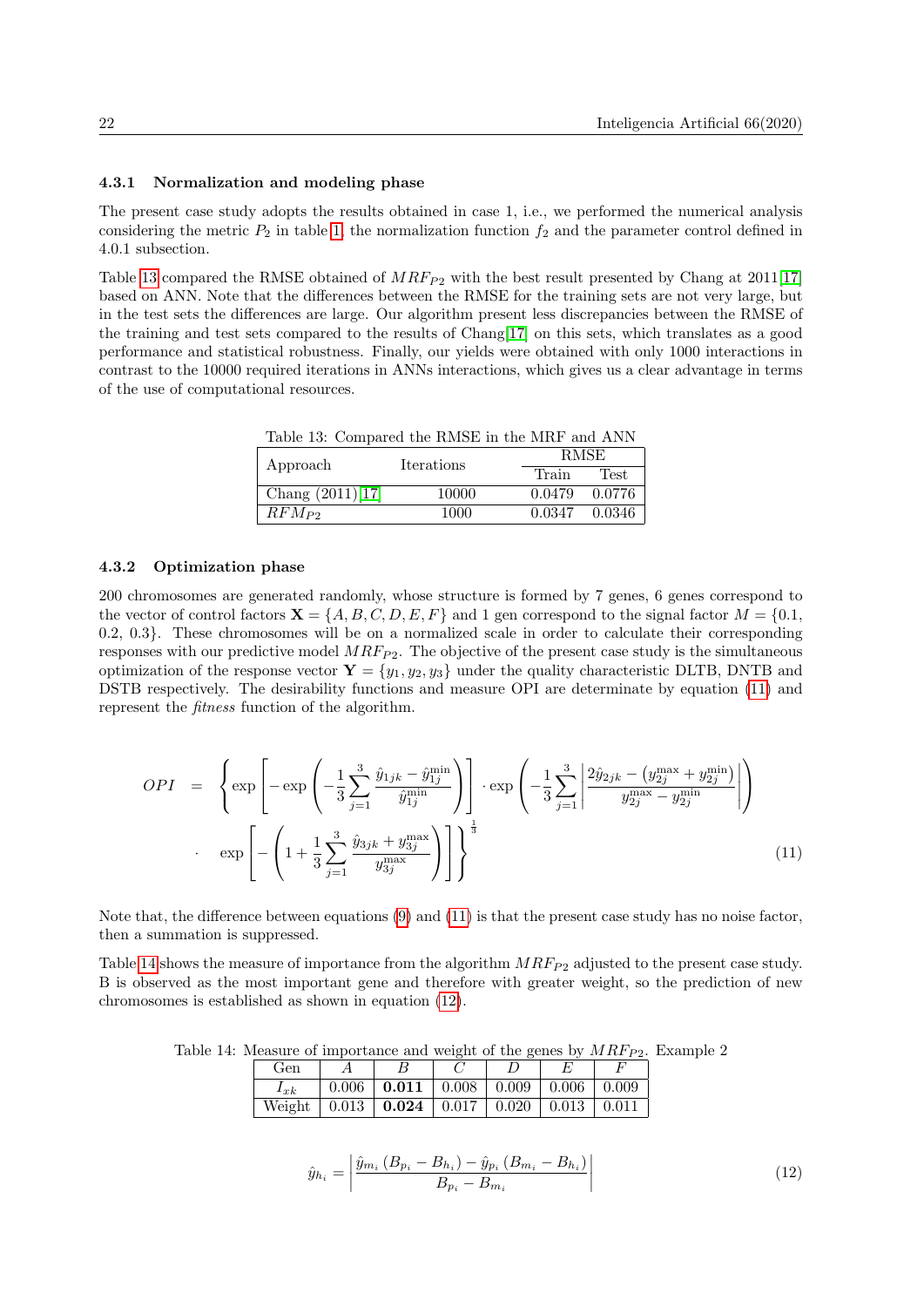#### 4.3.1 Normalization and modeling phase

The present case study adopts the results obtained in case 1, i.e., we performed the numerical analysis considering the metric $P_2$ in table 1, the normalization function $f_2$ and the parameter control defined in 4.0.1 subsection.

Table 13 compared the RMSE obtained of $MRF_{P2}$ with the best result presented by Chang at 2011[17] based on ANN. Note that the differences between the RMSE for the training sets are not very large, but in the test sets the differences are large. Our algorithm present less discrepancies between the RMSE of the training and test sets compared to the results of Chang[17] on this sets, which translates as a good performance and statistical robustness. Finally, our yields were obtained with only 1000 interactions in contrast to the 10000 required iterations in ANNs interactions, which gives us a clear advantage in terms of the use of computational resources.

Table 13: Compared the RMSE in the MRF and ANN

| Approach | Iterations | RMSE | |
|---|---|---|---|
| | | Train | Test |
| Chang (2011)[17] | 10000 | 0.0479 | 0.0776 |
| $RFM_{P2}$ | 1000 | 0.0347 | 0.0346 |

#### 4.3.2 Optimization phase

200 chromosomes are generated randomly, whose structure is formed by 7 genes, 6 genes correspond to the vector of control factors $\mathbf{X} = \{A, B, C, D, E, F\}$ and 1 gen correspond to the signal factor $M = \{0.1, 0.2, 0.3\}$. These chromosomes will be on a normalized scale in order to calculate their corresponding responses with our predictive model $MRF_{P2}$. The objective of the present case study is the simultaneous optimization of the response vector $\mathbf{Y} = \{y_1, y_2, y_3\}$ under the quality characteristic DLTB, DNTB and DSTB respectively. The desirability functions and measure OPI are determinate by equation (11) and represent the *fitness* function of the algorithm.

$$
\begin{aligned}
OPI \;=\; & \left\{ \exp\left[ -\exp\left( -\frac{1}{3}\sum_{j=1}^{3} \frac{\hat{y}_{1jk} - \hat{y}_{1j}^{\min}}{\hat{y}_{1j}^{\min}} \right) \right] \cdot \exp\left( -\frac{1}{3}\sum_{j=1}^{3} \left| \frac{2\hat{y}_{2jk} - \left(y_{2j}^{\max} + y_{2j}^{\min}\right)}{y_{2j}^{\max} - y_{2j}^{\min}} \right| \right) \right. \\
& \left. \cdot \;\; \exp\left[ -\left( 1 + \frac{1}{3}\sum_{j=1}^{3} \frac{\hat{y}_{3jk} + y_{3j}^{\max}}{y_{3j}^{\max}} \right) \right] \right\}^{\frac{1}{3}}
\end{aligned}
\tag{11}
$$

Note that, the difference between equations (9) and (11) is that the present case study has no noise factor, then a summation is suppressed.

Table 14 shows the measure of importance from the algorithm $MRF_{P2}$ adjusted to the present case study. B is observed as the most important gene and therefore with greater weight, so the prediction of new chromosomes is established as shown in equation (12).

Table 14: Measure of importance and weight of the genes by $MRF_{P2}$. Example 2

| Gen | $A$ | $B$ | $C$ | $D$ | $E$ | $F$ |
|---|---|---|---|---|---|---|
| $I_{xk}$ | 0.006 | **0.011** | 0.008 | 0.009 | 0.006 | 0.009 |
| Weight | 0.013 | **0.024** | 0.017 | 0.020 | 0.013 | 0.011 |

$$
\hat{y}_{h_i} = \left| \frac{\hat{y}_{m_i}\left(B_{p_i} - B_{h_i}\right) - \hat{y}_{p_i}\left(B_{m_i} - B_{h_i}\right)}{B_{p_i} - B_{m_i}} \right| \tag{12}
$$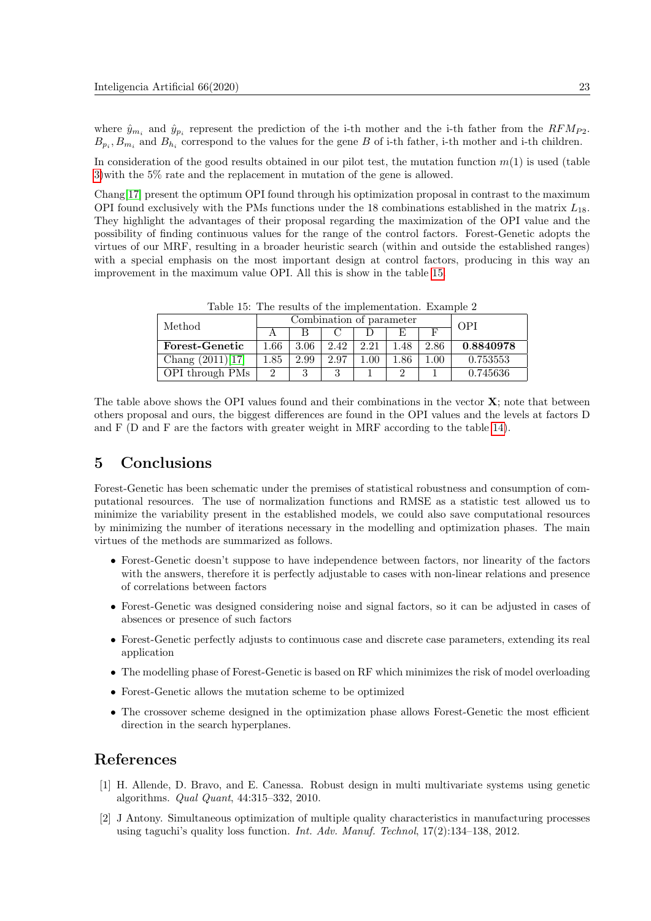where $\hat{y}_{m_i}$ and $\hat{y}_{p_i}$ represent the prediction of the i-th mother and the i-th father from the $RFM_{P2}$. $B_{p_i}, B_{m_i}$ and $B_{h_i}$ correspond to the values for the gene $B$ of i-th father, i-th mother and i-th children.

In consideration of the good results obtained in our pilot test, the mutation function $m(1)$ is used (table 3)with the 5% rate and the replacement in mutation of the gene is allowed.

Chang[17] present the optimum OPI found through his optimization proposal in contrast to the maximum OPI found exclusively with the PMs functions under the 18 combinations established in the matrix $L_{18}$. They highlight the advantages of their proposal regarding the maximization of the OPI value and the possibility of finding continuous values for the range of the control factors. Forest-Genetic adopts the virtues of our MRF, resulting in a broader heuristic search (within and outside the established ranges) with a special emphasis on the most important design at control factors, producing in this way an improvement in the maximum value OPI. All this is show in the table 15.

Table 15: The results of the implementation. Example 2

| Method | Combination of parameter | | | | | | OPI |
|---|---|---|---|---|---|---|---|
| | A | B | C | D | E | F | |
| **Forest-Genetic** | 1.66 | 3.06 | 2.42 | 2.21 | 1.48 | 2.86 | **0.8840978** |
| Chang (2011)[17] | 1.85 | 2.99 | 2.97 | 1.00 | 1.86 | 1.00 | 0.753553 |
| OPI through PMs | 2 | 3 | 3 | 1 | 2 | 1 | 0.745636 |

The table above shows the OPI values found and their combinations in the vector **X**; note that between others proposal and ours, the biggest differences are found in the OPI values and the levels at factors D and F (D and F are the factors with greater weight in MRF according to the table 14).

## 5 Conclusions

Forest-Genetic has been schematic under the premises of statistical robustness and consumption of computational resources. The use of normalization functions and RMSE as a statistic test allowed us to minimize the variability present in the established models, we could also save computational resources by minimizing the number of iterations necessary in the modelling and optimization phases. The main virtues of the methods are summarized as follows.

- Forest-Genetic doesn't suppose to have independence between factors, nor linearity of the factors with the answers, therefore it is perfectly adjustable to cases with non-linear relations and presence of correlations between factors
- Forest-Genetic was designed considering noise and signal factors, so it can be adjusted in cases of absences or presence of such factors
- Forest-Genetic perfectly adjusts to continuous case and discrete case parameters, extending its real application
- The modelling phase of Forest-Genetic is based on RF which minimizes the risk of model overloading
- Forest-Genetic allows the mutation scheme to be optimized
- The crossover scheme designed in the optimization phase allows Forest-Genetic the most efficient direction in the search hyperplanes.

## References

[1] H. Allende, D. Bravo, and E. Canessa. Robust design in multi multivariate systems using genetic algorithms. *Qual Quant*, 44:315–332, 2010.

[2] J Antony. Simultaneous optimization of multiple quality characteristics in manufacturing processes using taguchi's quality loss function. *Int. Adv. Manuf. Technol*, 17(2):134–138, 2012.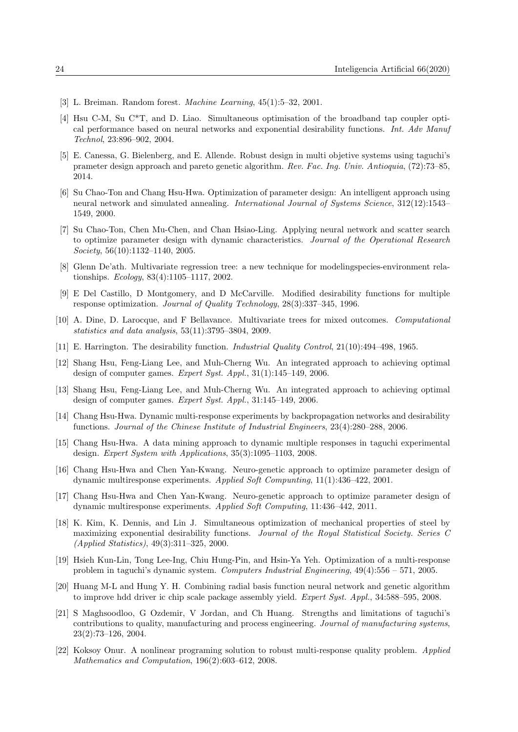[3] L. Breiman. Random forest. *Machine Learning*, 45(1):5–32, 2001.

[4] Hsu C-M, Su C*T, and D. Liao. Simultaneous optimisation of the broadband tap coupler optical performance based on neural networks and exponential desirability functions. *Int. Adv Manuf Technol*, 23:896–902, 2004.

[5] E. Canessa, G. Bielenberg, and E. Allende. Robust design in multi objetive systems using taguchi's prameter design approach and pareto genetic algorithm. *Rev. Fac. Ing. Univ. Antioquia*, (72):73–85, 2014.

[6] Su Chao-Ton and Chang Hsu-Hwa. Optimization of parameter design: An intelligent approach using neural network and simulated annealing. *International Journal of Systems Science*, 312(12):1543–1549, 2000.

[7] Su Chao-Ton, Chen Mu-Chen, and Chan Hsiao-Ling. Applying neural network and scatter search to optimize parameter design with dynamic characteristics. *Journal of the Operational Research Society*, 56(10):1132–1140, 2005.

[8] Glenn De'ath. Multivariate regression tree: a new technique for modelingspecies-environment relationships. *Ecology*, 83(4):1105–1117, 2002.

[9] E Del Castillo, D Montgomery, and D McCarville. Modified desirability functions for multiple response optimization. *Journal of Quality Technology*, 28(3):337–345, 1996.

[10] A. Dine, D. Larocque, and F Bellavance. Multivariate trees for mixed outcomes. *Computational statistics and data analysis*, 53(11):3795–3804, 2009.

[11] E. Harrington. The desirability function. *Industrial Quality Control*, 21(10):494–498, 1965.

[12] Shang Hsu, Feng-Liang Lee, and Muh-Cherng Wu. An integrated approach to achieving optimal design of computer games. *Expert Syst. Appl.*, 31(1):145–149, 2006.

[13] Shang Hsu, Feng-Liang Lee, and Muh-Cherng Wu. An integrated approach to achieving optimal design of computer games. *Expert Syst. Appl.*, 31:145–149, 2006.

[14] Chang Hsu-Hwa. Dynamic multi-response experiments by backpropagation networks and desirability functions. *Journal of the Chinese Institute of Industrial Engineers*, 23(4):280–288, 2006.

[15] Chang Hsu-Hwa. A data mining approach to dynamic multiple responses in taguchi experimental design. *Expert System with Applications*, 35(3):1095–1103, 2008.

[16] Chang Hsu-Hwa and Chen Yan-Kwang. Neuro-genetic approach to optimize parameter design of dynamic multiresponse experiments. *Applied Soft Compunting*, 11(1):436–422, 2001.

[17] Chang Hsu-Hwa and Chen Yan-Kwang. Neuro-genetic approach to optimize parameter design of dynamic multiresponse experiments. *Applied Soft Computing*, 11:436–442, 2011.

[18] K. Kim, K. Dennis, and Lin J. Simultaneous optimization of mechanical properties of steel by maximizing exponential desirability functions. *Journal of the Royal Statistical Society. Series C (Applied Statistics)*, 49(3):311–325, 2000.

[19] Hsieh Kun-Lin, Tong Lee-Ing, Chiu Hung-Pin, and Hsin-Ya Yeh. Optimization of a multi-response problem in taguchi's dynamic system. *Computers Industrial Engineering*, 49(4):556 – 571, 2005.

[20] Huang M-L and Hung Y. H. Combining radial basis function neural network and genetic algorithm to improve hdd driver ic chip scale package assembly yield. *Expert Syst. Appl.*, 34:588–595, 2008.

[21] S Maghsoodloo, G Ozdemir, V Jordan, and Ch Huang. Strengths and limitations of taguchi's contributions to quality, manufacturing and process engineering. *Journal of manufacturing systems*, 23(2):73–126, 2004.

[22] Koksoy Onur. A nonlinear programing solution to robust multi-response quality problem. *Applied Mathematics and Computation*, 196(2):603–612, 2008.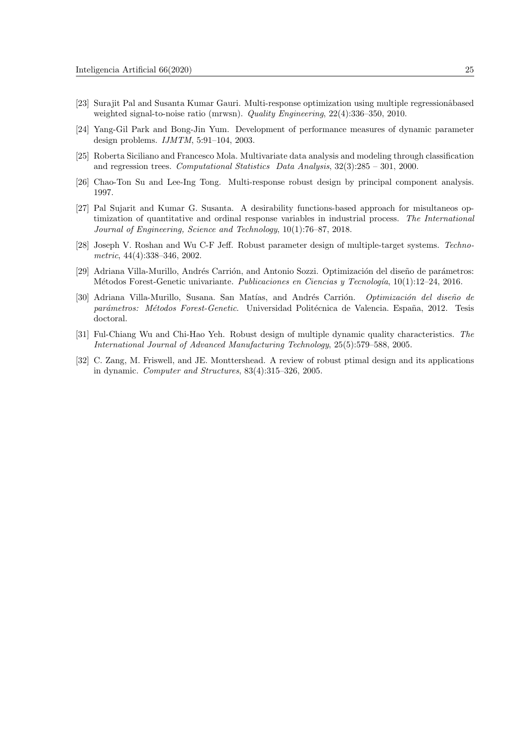[23] Surajit Pal and Susanta Kumar Gauri. Multi-response optimization using multiple regressionâbased weighted signal-to-noise ratio (mrwsn). *Quality Engineering*, 22(4):336–350, 2010.

[24] Yang-Gil Park and Bong-Jin Yum. Development of performance measures of dynamic parameter design problems. *IJMTM*, 5:91–104, 2003.

[25] Roberta Siciliano and Francesco Mola. Multivariate data analysis and modeling through classification and regression trees. *Computational Statistics Data Analysis*, 32(3):285 – 301, 2000.

[26] Chao-Ton Su and Lee-Ing Tong. Multi-response robust design by principal component analysis. 1997.

[27] Pal Sujarit and Kumar G. Susanta. A desirability functions-based approach for misultaneos optimization of quantitative and ordinal response variables in industrial process. *The International Journal of Engineering, Science and Technology*, 10(1):76–87, 2018.

[28] Joseph V. Roshan and Wu C-F Jeff. Robust parameter design of multiple-target systems. *Technometric*, 44(4):338–346, 2002.

[29] Adriana Villa-Murillo, Andrés Carrión, and Antonio Sozzi. Optimización del diseño de parámetros: Métodos Forest-Genetic univariante. *Publicaciones en Ciencias y Tecnología*, 10(1):12–24, 2016.

[30] Adriana Villa-Murillo, Susana. San Matías, and Andrés Carrión. *Optimización del diseño de parámetros: Métodos Forest-Genetic*. Universidad Politécnica de Valencia. España, 2012. Tesis doctoral.

[31] Ful-Chiang Wu and Chi-Hao Yeh. Robust design of multiple dynamic quality characteristics. *The International Journal of Advanced Manufacturing Technology*, 25(5):579–588, 2005.

[32] C. Zang, M. Friswell, and JE. Monttershead. A review of robust ptimal design and its applications in dynamic. *Computer and Structures*, 83(4):315–326, 2005.